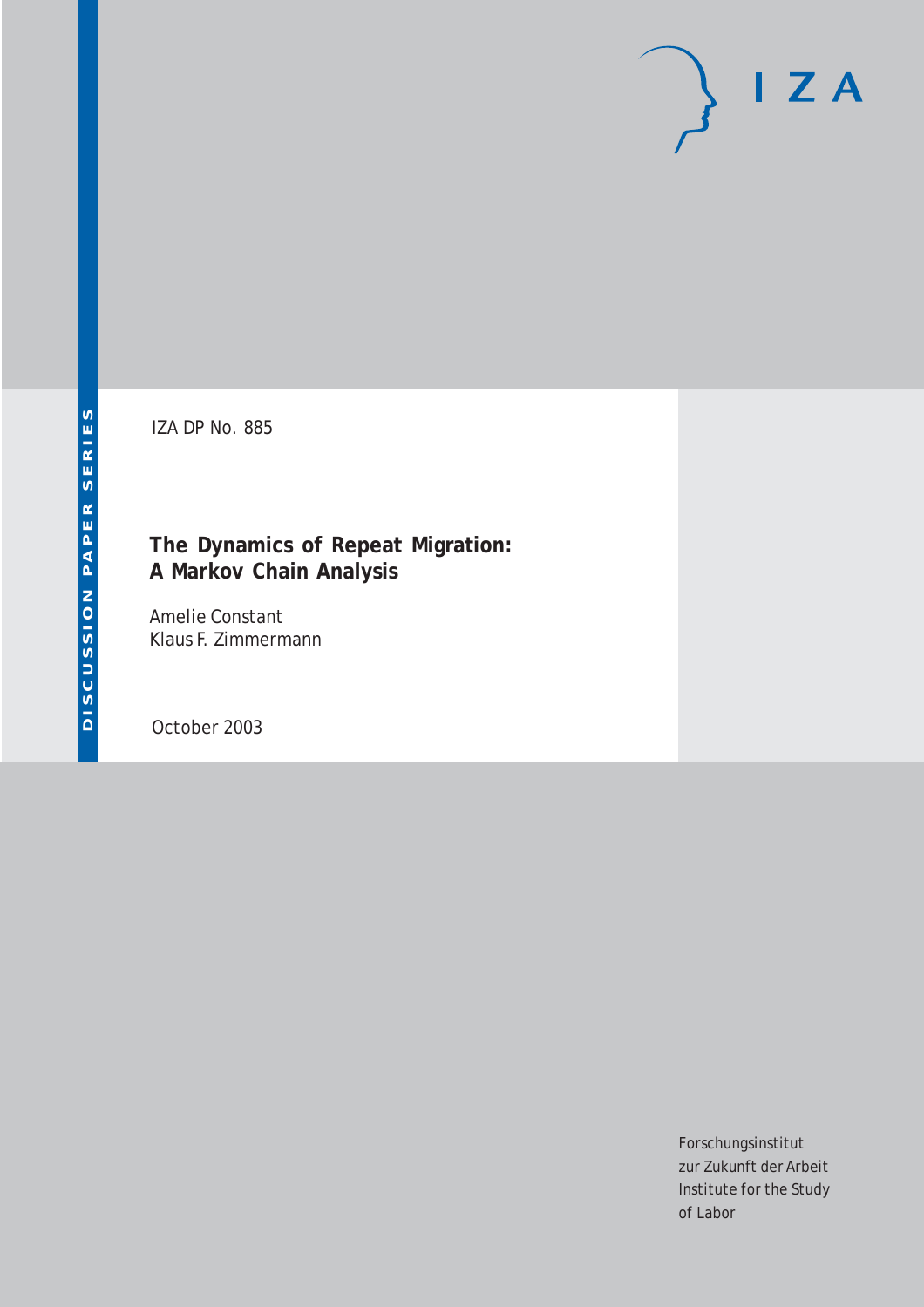DISCUSSION PAPER SERIES

IZA DP No. 885

# The Dynamics of Repeat Migration: A Markov Chain Analysis

Amelie Constant
Klaus F. Zimmermann

October 2003

Forschungsinstitut
zur Zukunft der Arbeit
Institute for the Study
of Labor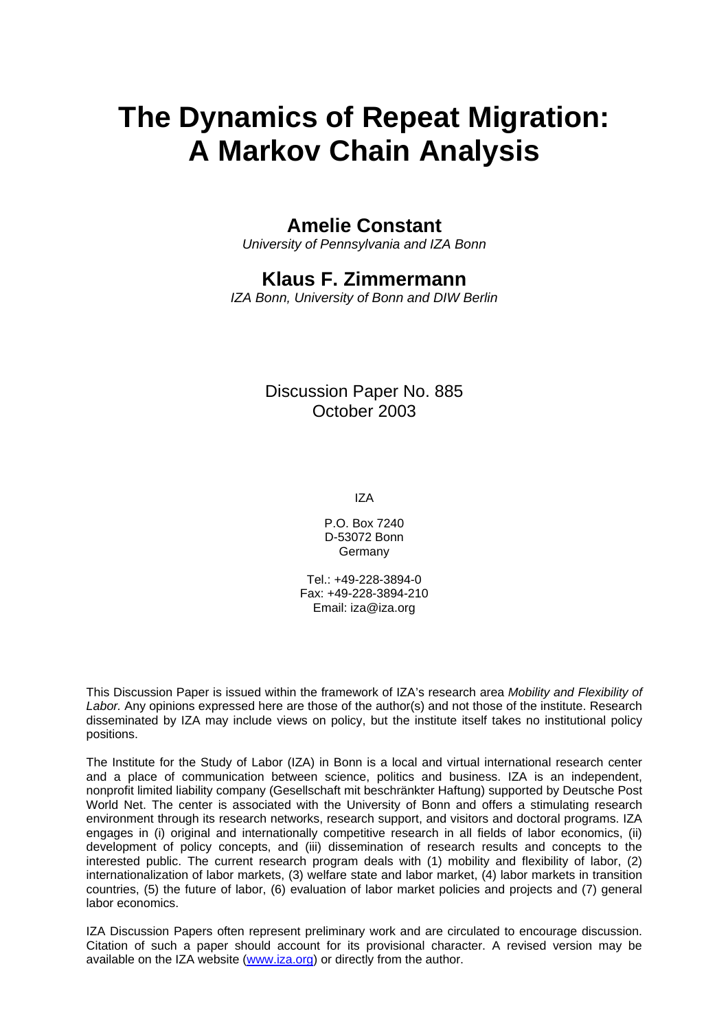# The Dynamics of Repeat Migration: A Markov Chain Analysis

## Amelie Constant

*University of Pennsylvania and IZA Bonn*

## Klaus F. Zimmermann

*IZA Bonn, University of Bonn and DIW Berlin*

Discussion Paper No. 885
October 2003

IZA

P.O. Box 7240
D-53072 Bonn
Germany

Tel.: +49-228-3894-0
Fax: +49-228-3894-210
Email: iza@iza.org

This Discussion Paper is issued within the framework of IZA's research area *Mobility and Flexibility of Labor.* Any opinions expressed here are those of the author(s) and not those of the institute. Research disseminated by IZA may include views on policy, but the institute itself takes no institutional policy positions.

The Institute for the Study of Labor (IZA) in Bonn is a local and virtual international research center and a place of communication between science, politics and business. IZA is an independent, nonprofit limited liability company (Gesellschaft mit beschränkter Haftung) supported by Deutsche Post World Net. The center is associated with the University of Bonn and offers a stimulating research environment through its research networks, research support, and visitors and doctoral programs. IZA engages in (i) original and internationally competitive research in all fields of labor economics, (ii) development of policy concepts, and (iii) dissemination of research results and concepts to the interested public. The current research program deals with (1) mobility and flexibility of labor, (2) internationalization of labor markets, (3) welfare state and labor market, (4) labor markets in transition countries, (5) the future of labor, (6) evaluation of labor market policies and projects and (7) general labor economics.

IZA Discussion Papers often represent preliminary work and are circulated to encourage discussion. Citation of such a paper should account for its provisional character. A revised version may be available on the IZA website (www.iza.org) or directly from the author.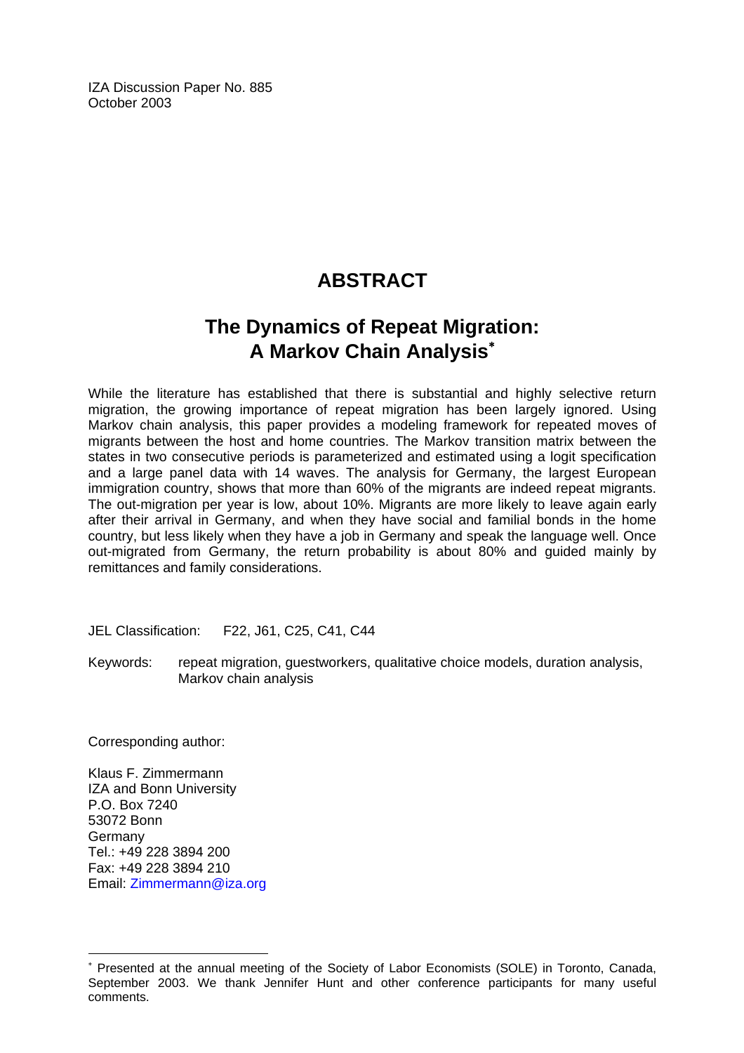IZA Discussion Paper No. 885
October 2003

# ABSTRACT

## The Dynamics of Repeat Migration: A Markov Chain Analysis*

While the literature has established that there is substantial and highly selective return migration, the growing importance of repeat migration has been largely ignored. Using Markov chain analysis, this paper provides a modeling framework for repeated moves of migrants between the host and home countries. The Markov transition matrix between the states in two consecutive periods is parameterized and estimated using a logit specification and a large panel data with 14 waves. The analysis for Germany, the largest European immigration country, shows that more than 60% of the migrants are indeed repeat migrants. The out-migration per year is low, about 10%. Migrants are more likely to leave again early after their arrival in Germany, and when they have social and familial bonds in the home country, but less likely when they have a job in Germany and speak the language well. Once out-migrated from Germany, the return probability is about 80% and guided mainly by remittances and family considerations.

JEL Classification: F22, J61, C25, C41, C44

Keywords: repeat migration, guestworkers, qualitative choice models, duration analysis, Markov chain analysis

Corresponding author:

Klaus F. Zimmermann
IZA and Bonn University
P.O. Box 7240
53072 Bonn
Germany
Tel.: +49 228 3894 200
Fax: +49 228 3894 210
Email: Zimmermann@iza.org

* Presented at the annual meeting of the Society of Labor Economists (SOLE) in Toronto, Canada, September 2003. We thank Jennifer Hunt and other conference participants for many useful comments.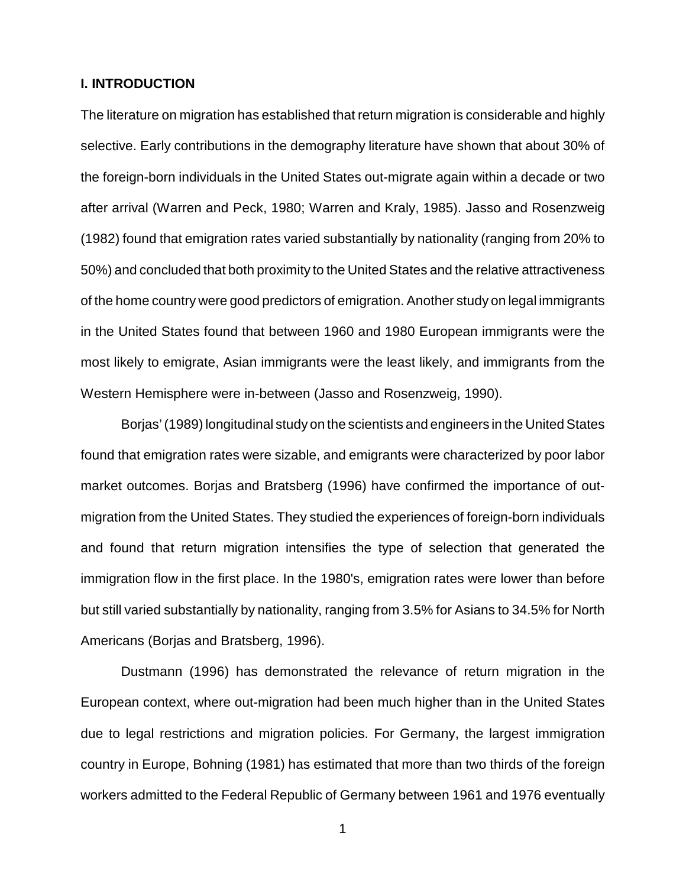## I. INTRODUCTION

The literature on migration has established that return migration is considerable and highly selective. Early contributions in the demography literature have shown that about 30% of the foreign-born individuals in the United States out-migrate again within a decade or two after arrival (Warren and Peck, 1980; Warren and Kraly, 1985). Jasso and Rosenzweig (1982) found that emigration rates varied substantially by nationality (ranging from 20% to 50%) and concluded that both proximity to the United States and the relative attractiveness of the home country were good predictors of emigration. Another study on legal immigrants in the United States found that between 1960 and 1980 European immigrants were the most likely to emigrate, Asian immigrants were the least likely, and immigrants from the Western Hemisphere were in-between (Jasso and Rosenzweig, 1990).

Borjas' (1989) longitudinal study on the scientists and engineers in the United States found that emigration rates were sizable, and emigrants were characterized by poor labor market outcomes. Borjas and Bratsberg (1996) have confirmed the importance of out-migration from the United States. They studied the experiences of foreign-born individuals and found that return migration intensifies the type of selection that generated the immigration flow in the first place. In the 1980's, emigration rates were lower than before but still varied substantially by nationality, ranging from 3.5% for Asians to 34.5% for North Americans (Borjas and Bratsberg, 1996).

Dustmann (1996) has demonstrated the relevance of return migration in the European context, where out-migration had been much higher than in the United States due to legal restrictions and migration policies. For Germany, the largest immigration country in Europe, Bohning (1981) has estimated that more than two thirds of the foreign workers admitted to the Federal Republic of Germany between 1961 and 1976 eventually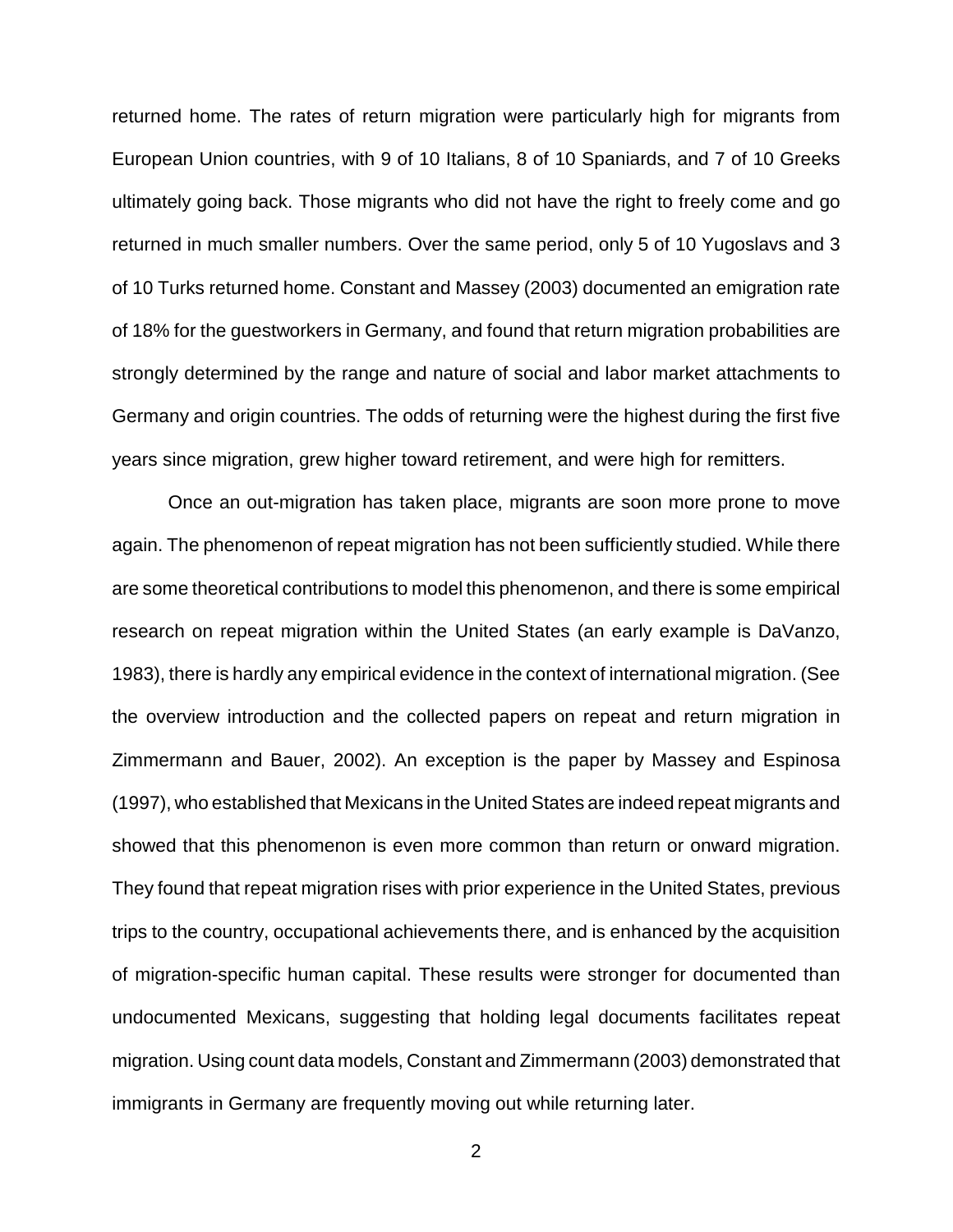returned home. The rates of return migration were particularly high for migrants from European Union countries, with 9 of 10 Italians, 8 of 10 Spaniards, and 7 of 10 Greeks ultimately going back. Those migrants who did not have the right to freely come and go returned in much smaller numbers. Over the same period, only 5 of 10 Yugoslavs and 3 of 10 Turks returned home. Constant and Massey (2003) documented an emigration rate of 18% for the guestworkers in Germany, and found that return migration probabilities are strongly determined by the range and nature of social and labor market attachments to Germany and origin countries. The odds of returning were the highest during the first five years since migration, grew higher toward retirement, and were high for remitters.

Once an out-migration has taken place, migrants are soon more prone to move again. The phenomenon of repeat migration has not been sufficiently studied. While there are some theoretical contributions to model this phenomenon, and there is some empirical research on repeat migration within the United States (an early example is DaVanzo, 1983), there is hardly any empirical evidence in the context of international migration. (See the overview introduction and the collected papers on repeat and return migration in Zimmermann and Bauer, 2002). An exception is the paper by Massey and Espinosa (1997), who established that Mexicans in the United States are indeed repeat migrants and showed that this phenomenon is even more common than return or onward migration. They found that repeat migration rises with prior experience in the United States, previous trips to the country, occupational achievements there, and is enhanced by the acquisition of migration-specific human capital. These results were stronger for documented than undocumented Mexicans, suggesting that holding legal documents facilitates repeat migration. Using count data models, Constant and Zimmermann (2003) demonstrated that immigrants in Germany are frequently moving out while returning later.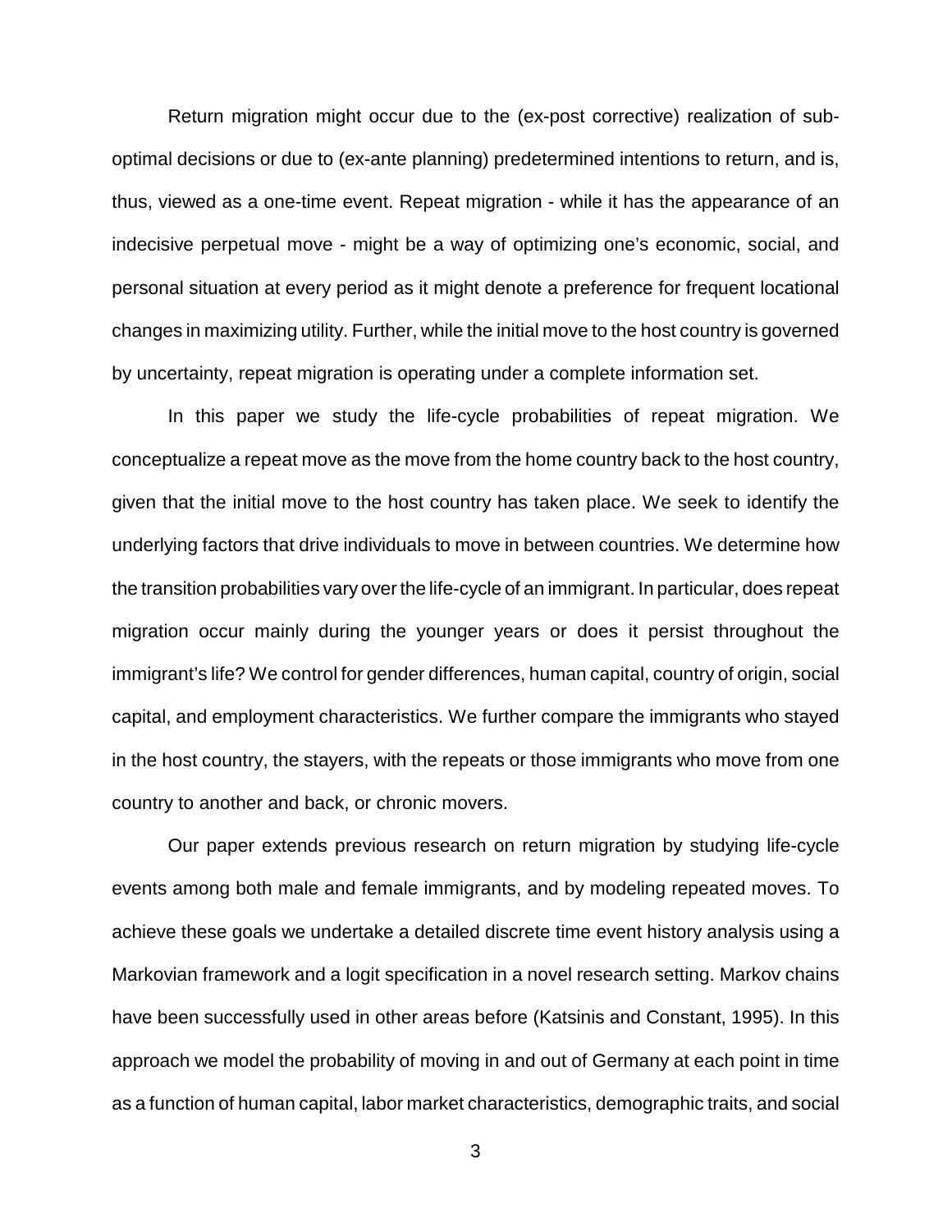Return migration might occur due to the (ex-post corrective) realization of sub-optimal decisions or due to (ex-ante planning) predetermined intentions to return, and is, thus, viewed as a one-time event. Repeat migration - while it has the appearance of an indecisive perpetual move - might be a way of optimizing one's economic, social, and personal situation at every period as it might denote a preference for frequent locational changes in maximizing utility. Further, while the initial move to the host country is governed by uncertainty, repeat migration is operating under a complete information set.

In this paper we study the life-cycle probabilities of repeat migration. We conceptualize a repeat move as the move from the home country back to the host country, given that the initial move to the host country has taken place. We seek to identify the underlying factors that drive individuals to move in between countries. We determine how the transition probabilities vary over the life-cycle of an immigrant. In particular, does repeat migration occur mainly during the younger years or does it persist throughout the immigrant's life? We control for gender differences, human capital, country of origin, social capital, and employment characteristics. We further compare the immigrants who stayed in the host country, the stayers, with the repeats or those immigrants who move from one country to another and back, or chronic movers.

Our paper extends previous research on return migration by studying life-cycle events among both male and female immigrants, and by modeling repeated moves. To achieve these goals we undertake a detailed discrete time event history analysis using a Markovian framework and a logit specification in a novel research setting. Markov chains have been successfully used in other areas before (Katsinis and Constant, 1995). In this approach we model the probability of moving in and out of Germany at each point in time as a function of human capital, labor market characteristics, demographic traits, and social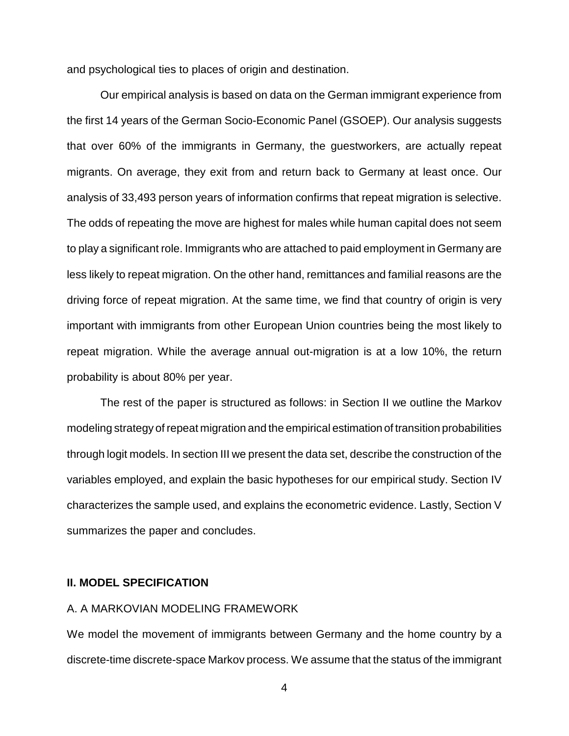and psychological ties to places of origin and destination.

Our empirical analysis is based on data on the German immigrant experience from the first 14 years of the German Socio-Economic Panel (GSOEP). Our analysis suggests that over 60% of the immigrants in Germany, the guestworkers, are actually repeat migrants. On average, they exit from and return back to Germany at least once. Our analysis of 33,493 person years of information confirms that repeat migration is selective. The odds of repeating the move are highest for males while human capital does not seem to play a significant role. Immigrants who are attached to paid employment in Germany are less likely to repeat migration. On the other hand, remittances and familial reasons are the driving force of repeat migration. At the same time, we find that country of origin is very important with immigrants from other European Union countries being the most likely to repeat migration. While the average annual out-migration is at a low 10%, the return probability is about 80% per year.

The rest of the paper is structured as follows: in Section II we outline the Markov modeling strategy of repeat migration and the empirical estimation of transition probabilities through logit models. In section III we present the data set, describe the construction of the variables employed, and explain the basic hypotheses for our empirical study. Section IV characterizes the sample used, and explains the econometric evidence. Lastly, Section V summarizes the paper and concludes.

## II. MODEL SPECIFICATION

### A. A MARKOVIAN MODELING FRAMEWORK

We model the movement of immigrants between Germany and the home country by a discrete-time discrete-space Markov process. We assume that the status of the immigrant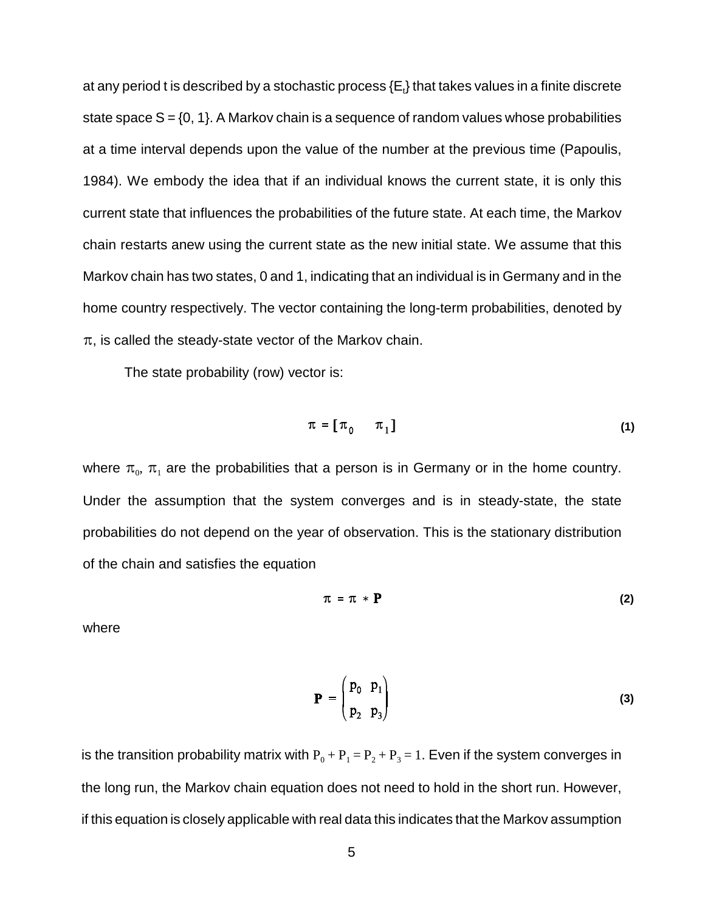at any period t is described by a stochastic process $\{E_t\}$ that takes values in a finite discrete state space S = {0, 1}. A Markov chain is a sequence of random values whose probabilities at a time interval depends upon the value of the number at the previous time (Papoulis, 1984). We embody the idea that if an individual knows the current state, it is only this current state that influences the probabilities of the future state. At each time, the Markov chain restarts anew using the current state as the new initial state. We assume that this Markov chain has two states, 0 and 1, indicating that an individual is in Germany and in the home country respectively. The vector containing the long-term probabilities, denoted by $\pi$, is called the steady-state vector of the Markov chain.

The state probability (row) vector is:

$$\pi = [\pi_0 \quad \pi_1] \tag{1}$$

where $\pi_0$, $\pi_1$ are the probabilities that a person is in Germany or in the home country. Under the assumption that the system converges and is in steady-state, the state probabilities do not depend on the year of observation. This is the stationary distribution of the chain and satisfies the equation

$$\pi = \pi * \mathbf{P} \tag{2}$$

where

$$\mathbf{P} = \begin{pmatrix} p_0 & p_1 \\ p_2 & p_3 \end{pmatrix} \tag{3}$$

is the transition probability matrix with $P_0 + P_1 = P_2 + P_3 = 1$. Even if the system converges in the long run, the Markov chain equation does not need to hold in the short run. However, if this equation is closely applicable with real data this indicates that the Markov assumption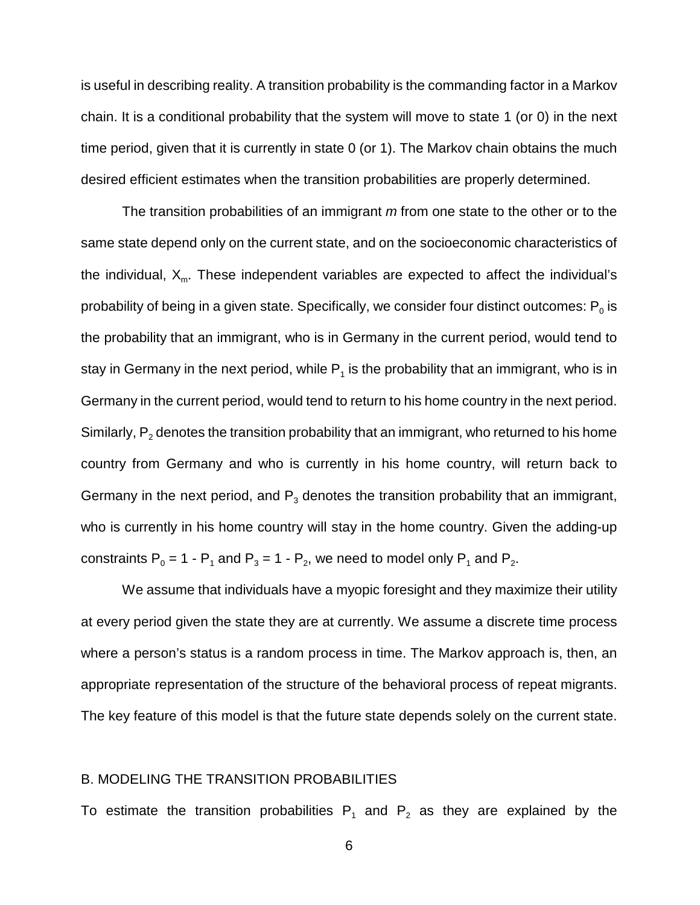is useful in describing reality. A transition probability is the commanding factor in a Markov chain. It is a conditional probability that the system will move to state 1 (or 0) in the next time period, given that it is currently in state 0 (or 1). The Markov chain obtains the much desired efficient estimates when the transition probabilities are properly determined.

The transition probabilities of an immigrant *m* from one state to the other or to the same state depend only on the current state, and on the socioeconomic characteristics of the individual, $X_m$. These independent variables are expected to affect the individual's probability of being in a given state. Specifically, we consider four distinct outcomes: $P_0$ is the probability that an immigrant, who is in Germany in the current period, would tend to stay in Germany in the next period, while $P_1$ is the probability that an immigrant, who is in Germany in the current period, would tend to return to his home country in the next period. Similarly, $P_2$ denotes the transition probability that an immigrant, who returned to his home country from Germany and who is currently in his home country, will return back to Germany in the next period, and $P_3$ denotes the transition probability that an immigrant, who is currently in his home country will stay in the home country. Given the adding-up constraints $P_0 = 1 - P_1$ and $P_3 = 1 - P_2$, we need to model only $P_1$ and $P_2$.

We assume that individuals have a myopic foresight and they maximize their utility at every period given the state they are at currently. We assume a discrete time process where a person's status is a random process in time. The Markov approach is, then, an appropriate representation of the structure of the behavioral process of repeat migrants. The key feature of this model is that the future state depends solely on the current state.

## B. MODELING THE TRANSITION PROBABILITIES

To estimate the transition probabilities $P_1$ and $P_2$ as they are explained by the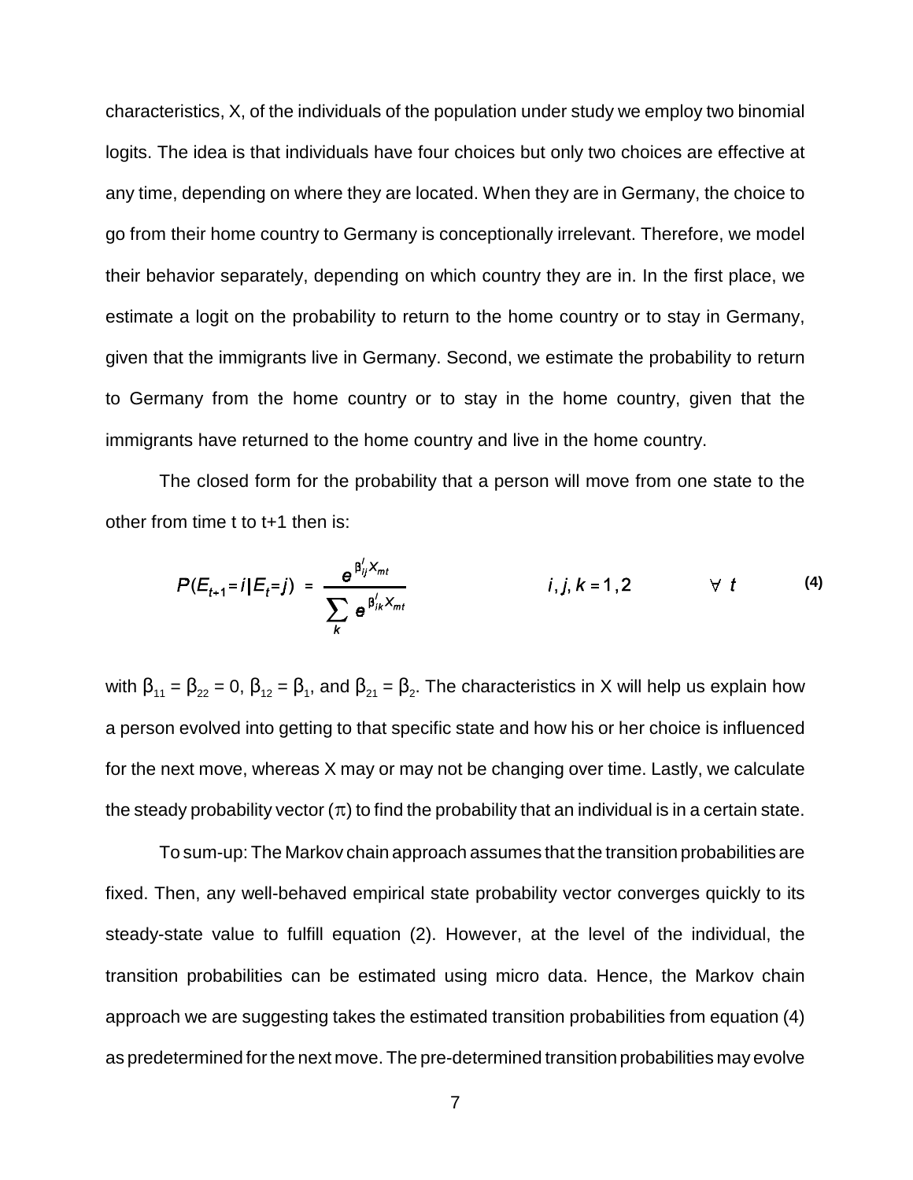characteristics, X, of the individuals of the population under study we employ two binomial logits. The idea is that individuals have four choices but only two choices are effective at any time, depending on where they are located. When they are in Germany, the choice to go from their home country to Germany is conceptionally irrelevant. Therefore, we model their behavior separately, depending on which country they are in. In the first place, we estimate a logit on the probability to return to the home country or to stay in Germany, given that the immigrants live in Germany. Second, we estimate the probability to return to Germany from the home country or to stay in the home country, given that the immigrants have returned to the home country and live in the home country.

The closed form for the probability that a person will move from one state to the other from time t to t+1 then is:

$$P(E_{t+1}=i|E_t=j) = \frac{e^{\beta_{ij}' X_{mt}}}{\sum_k e^{\beta_{ik}' X_{mt}}} \qquad i,j,k=1,2 \qquad \forall\ t \tag{4}$$

with $\beta_{11} = \beta_{22} = 0$, $\beta_{12} = \beta_1$, and $\beta_{21} = \beta_2$. The characteristics in X will help us explain how a person evolved into getting to that specific state and how his or her choice is influenced for the next move, whereas X may or may not be changing over time. Lastly, we calculate the steady probability vector ($\pi$) to find the probability that an individual is in a certain state.

To sum-up: The Markov chain approach assumes that the transition probabilities are fixed. Then, any well-behaved empirical state probability vector converges quickly to its steady-state value to fulfill equation (2). However, at the level of the individual, the transition probabilities can be estimated using micro data. Hence, the Markov chain approach we are suggesting takes the estimated transition probabilities from equation (4) as predetermined for the next move. The pre-determined transition probabilities may evolve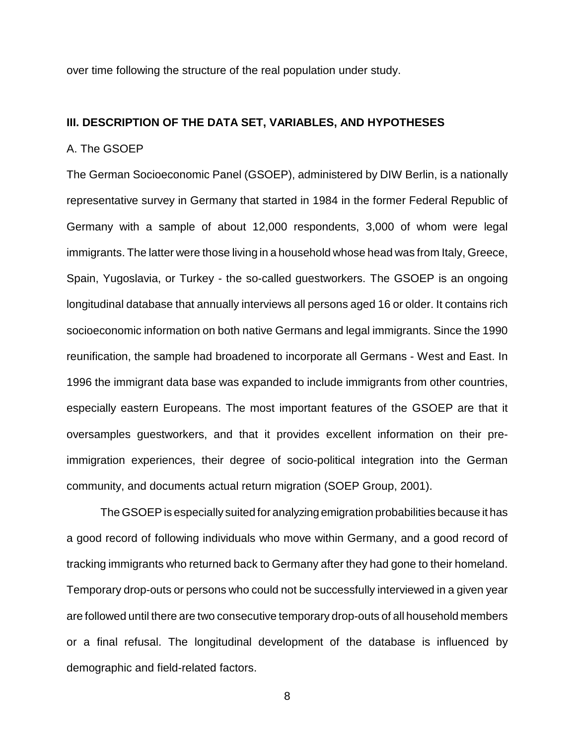over time following the structure of the real population under study.

## III. DESCRIPTION OF THE DATA SET, VARIABLES, AND HYPOTHESES

### A. The GSOEP

The German Socioeconomic Panel (GSOEP), administered by DIW Berlin, is a nationally representative survey in Germany that started in 1984 in the former Federal Republic of Germany with a sample of about 12,000 respondents, 3,000 of whom were legal immigrants. The latter were those living in a household whose head was from Italy, Greece, Spain, Yugoslavia, or Turkey - the so-called guestworkers. The GSOEP is an ongoing longitudinal database that annually interviews all persons aged 16 or older. It contains rich socioeconomic information on both native Germans and legal immigrants. Since the 1990 reunification, the sample had broadened to incorporate all Germans - West and East. In 1996 the immigrant data base was expanded to include immigrants from other countries, especially eastern Europeans. The most important features of the GSOEP are that it oversamples guestworkers, and that it provides excellent information on their pre-immigration experiences, their degree of socio-political integration into the German community, and documents actual return migration (SOEP Group, 2001).

The GSOEP is especially suited for analyzing emigration probabilities because it has a good record of following individuals who move within Germany, and a good record of tracking immigrants who returned back to Germany after they had gone to their homeland. Temporary drop-outs or persons who could not be successfully interviewed in a given year are followed until there are two consecutive temporary drop-outs of all household members or a final refusal. The longitudinal development of the database is influenced by demographic and field-related factors.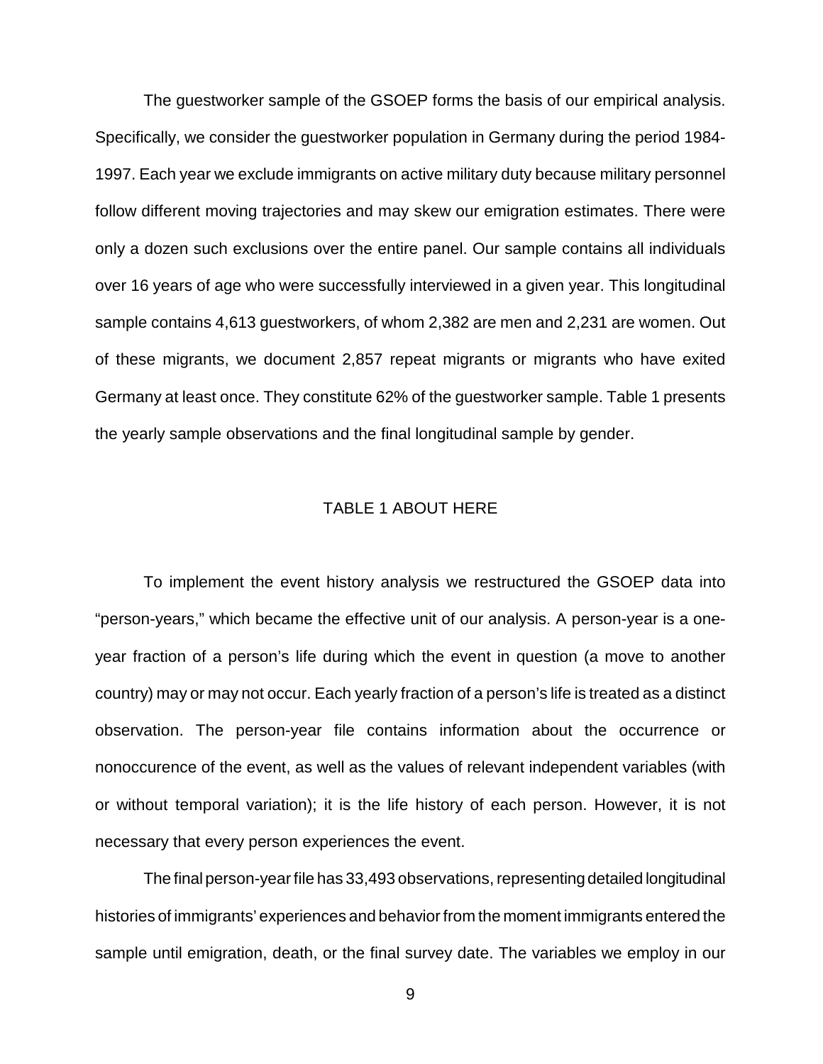The guestworker sample of the GSOEP forms the basis of our empirical analysis. Specifically, we consider the guestworker population in Germany during the period 1984-1997. Each year we exclude immigrants on active military duty because military personnel follow different moving trajectories and may skew our emigration estimates. There were only a dozen such exclusions over the entire panel. Our sample contains all individuals over 16 years of age who were successfully interviewed in a given year. This longitudinal sample contains 4,613 guestworkers, of whom 2,382 are men and 2,231 are women. Out of these migrants, we document 2,857 repeat migrants or migrants who have exited Germany at least once. They constitute 62% of the guestworker sample. Table 1 presents the yearly sample observations and the final longitudinal sample by gender.

TABLE 1 ABOUT HERE

To implement the event history analysis we restructured the GSOEP data into "person-years," which became the effective unit of our analysis. A person-year is a one-year fraction of a person's life during which the event in question (a move to another country) may or may not occur. Each yearly fraction of a person's life is treated as a distinct observation. The person-year file contains information about the occurrence or nonoccurence of the event, as well as the values of relevant independent variables (with or without temporal variation); it is the life history of each person. However, it is not necessary that every person experiences the event.

The final person-year file has 33,493 observations, representing detailed longitudinal histories of immigrants' experiences and behavior from the moment immigrants entered the sample until emigration, death, or the final survey date. The variables we employ in our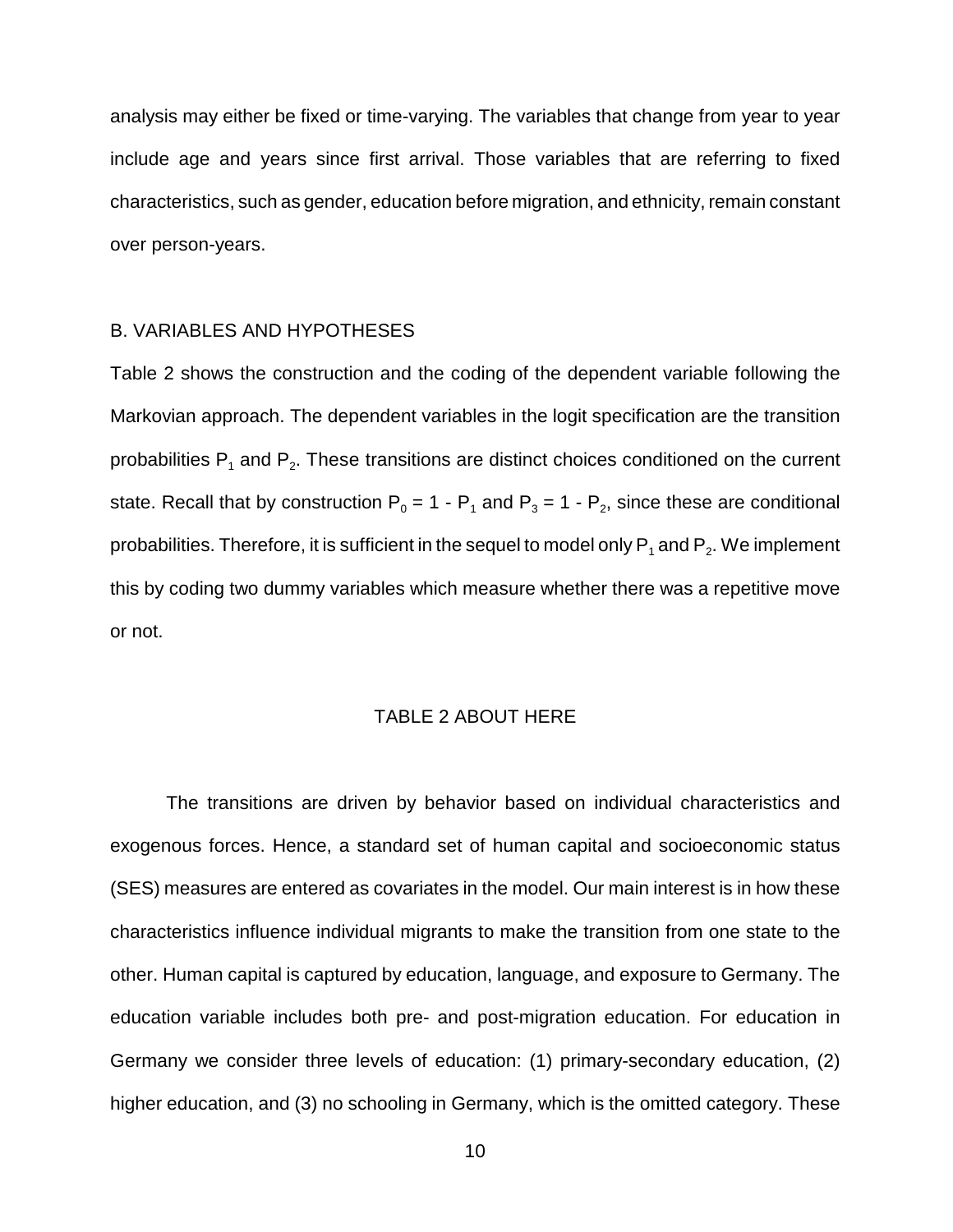analysis may either be fixed or time-varying. The variables that change from year to year include age and years since first arrival. Those variables that are referring to fixed characteristics, such as gender, education before migration, and ethnicity, remain constant over person-years.

### B. VARIABLES AND HYPOTHESES

Table 2 shows the construction and the coding of the dependent variable following the Markovian approach. The dependent variables in the logit specification are the transition probabilities $P_1$ and $P_2$. These transitions are distinct choices conditioned on the current state. Recall that by construction $P_0 = 1 - P_1$ and $P_3 = 1 - P_2$, since these are conditional probabilities. Therefore, it is sufficient in the sequel to model only $P_1$ and $P_2$. We implement this by coding two dummy variables which measure whether there was a repetitive move or not.

TABLE 2 ABOUT HERE

The transitions are driven by behavior based on individual characteristics and exogenous forces. Hence, a standard set of human capital and socioeconomic status (SES) measures are entered as covariates in the model. Our main interest is in how these characteristics influence individual migrants to make the transition from one state to the other. Human capital is captured by education, language, and exposure to Germany. The education variable includes both pre- and post-migration education. For education in Germany we consider three levels of education: (1) primary-secondary education, (2) higher education, and (3) no schooling in Germany, which is the omitted category. These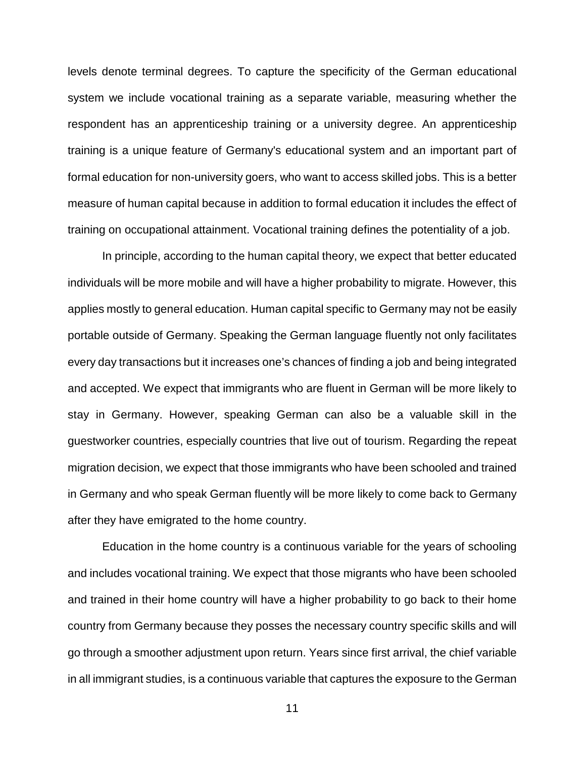levels denote terminal degrees. To capture the specificity of the German educational system we include vocational training as a separate variable, measuring whether the respondent has an apprenticeship training or a university degree. An apprenticeship training is a unique feature of Germany's educational system and an important part of formal education for non-university goers, who want to access skilled jobs. This is a better measure of human capital because in addition to formal education it includes the effect of training on occupational attainment. Vocational training defines the potentiality of a job.

In principle, according to the human capital theory, we expect that better educated individuals will be more mobile and will have a higher probability to migrate. However, this applies mostly to general education. Human capital specific to Germany may not be easily portable outside of Germany. Speaking the German language fluently not only facilitates every day transactions but it increases one's chances of finding a job and being integrated and accepted. We expect that immigrants who are fluent in German will be more likely to stay in Germany. However, speaking German can also be a valuable skill in the guestworker countries, especially countries that live out of tourism. Regarding the repeat migration decision, we expect that those immigrants who have been schooled and trained in Germany and who speak German fluently will be more likely to come back to Germany after they have emigrated to the home country.

Education in the home country is a continuous variable for the years of schooling and includes vocational training. We expect that those migrants who have been schooled and trained in their home country will have a higher probability to go back to their home country from Germany because they posses the necessary country specific skills and will go through a smoother adjustment upon return. Years since first arrival, the chief variable in all immigrant studies, is a continuous variable that captures the exposure to the German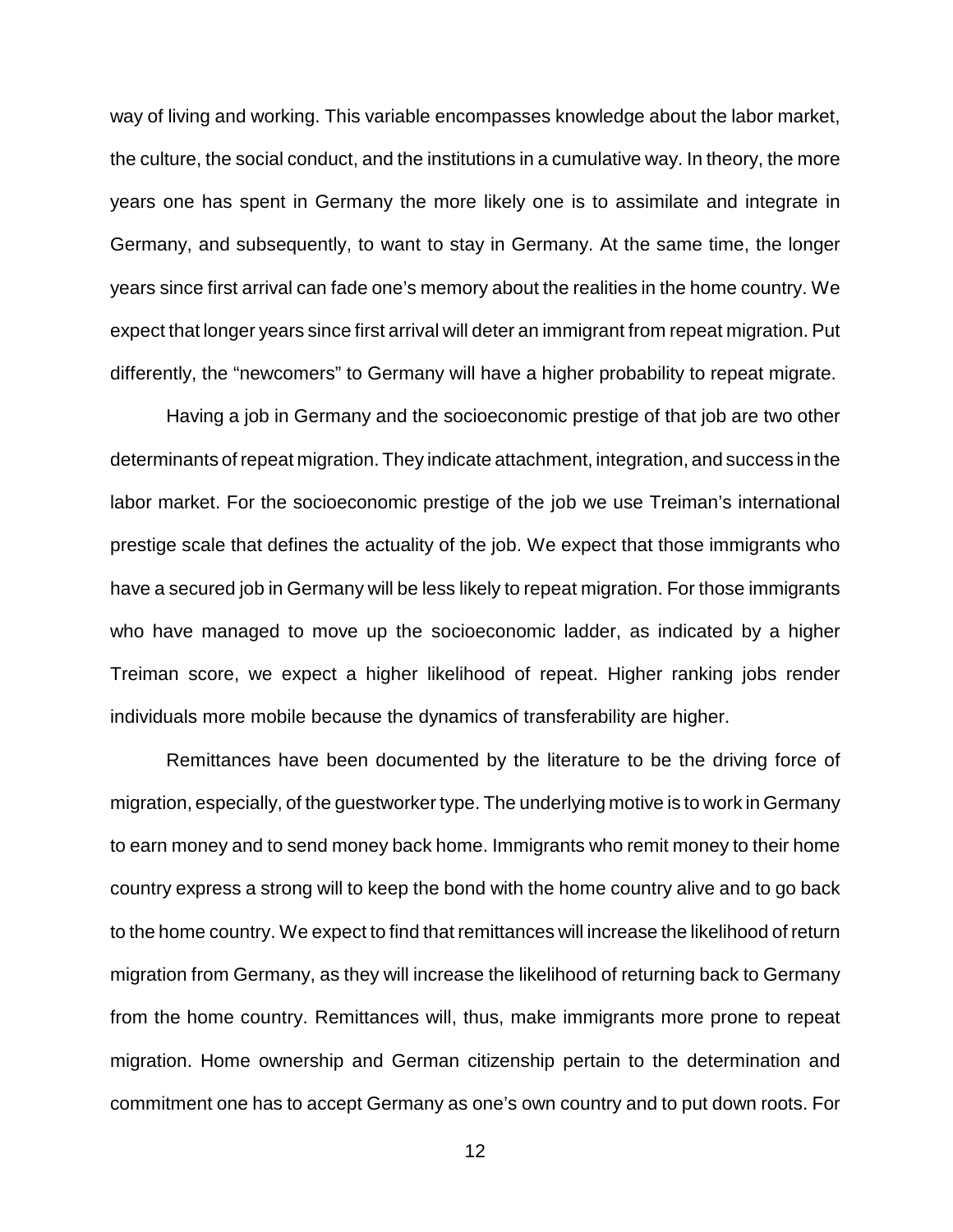way of living and working. This variable encompasses knowledge about the labor market, the culture, the social conduct, and the institutions in a cumulative way. In theory, the more years one has spent in Germany the more likely one is to assimilate and integrate in Germany, and subsequently, to want to stay in Germany. At the same time, the longer years since first arrival can fade one's memory about the realities in the home country. We expect that longer years since first arrival will deter an immigrant from repeat migration. Put differently, the "newcomers" to Germany will have a higher probability to repeat migrate.

Having a job in Germany and the socioeconomic prestige of that job are two other determinants of repeat migration. They indicate attachment, integration, and success in the labor market. For the socioeconomic prestige of the job we use Treiman's international prestige scale that defines the actuality of the job. We expect that those immigrants who have a secured job in Germany will be less likely to repeat migration. For those immigrants who have managed to move up the socioeconomic ladder, as indicated by a higher Treiman score, we expect a higher likelihood of repeat. Higher ranking jobs render individuals more mobile because the dynamics of transferability are higher.

Remittances have been documented by the literature to be the driving force of migration, especially, of the guestworker type. The underlying motive is to work in Germany to earn money and to send money back home. Immigrants who remit money to their home country express a strong will to keep the bond with the home country alive and to go back to the home country. We expect to find that remittances will increase the likelihood of return migration from Germany, as they will increase the likelihood of returning back to Germany from the home country. Remittances will, thus, make immigrants more prone to repeat migration. Home ownership and German citizenship pertain to the determination and commitment one has to accept Germany as one's own country and to put down roots. For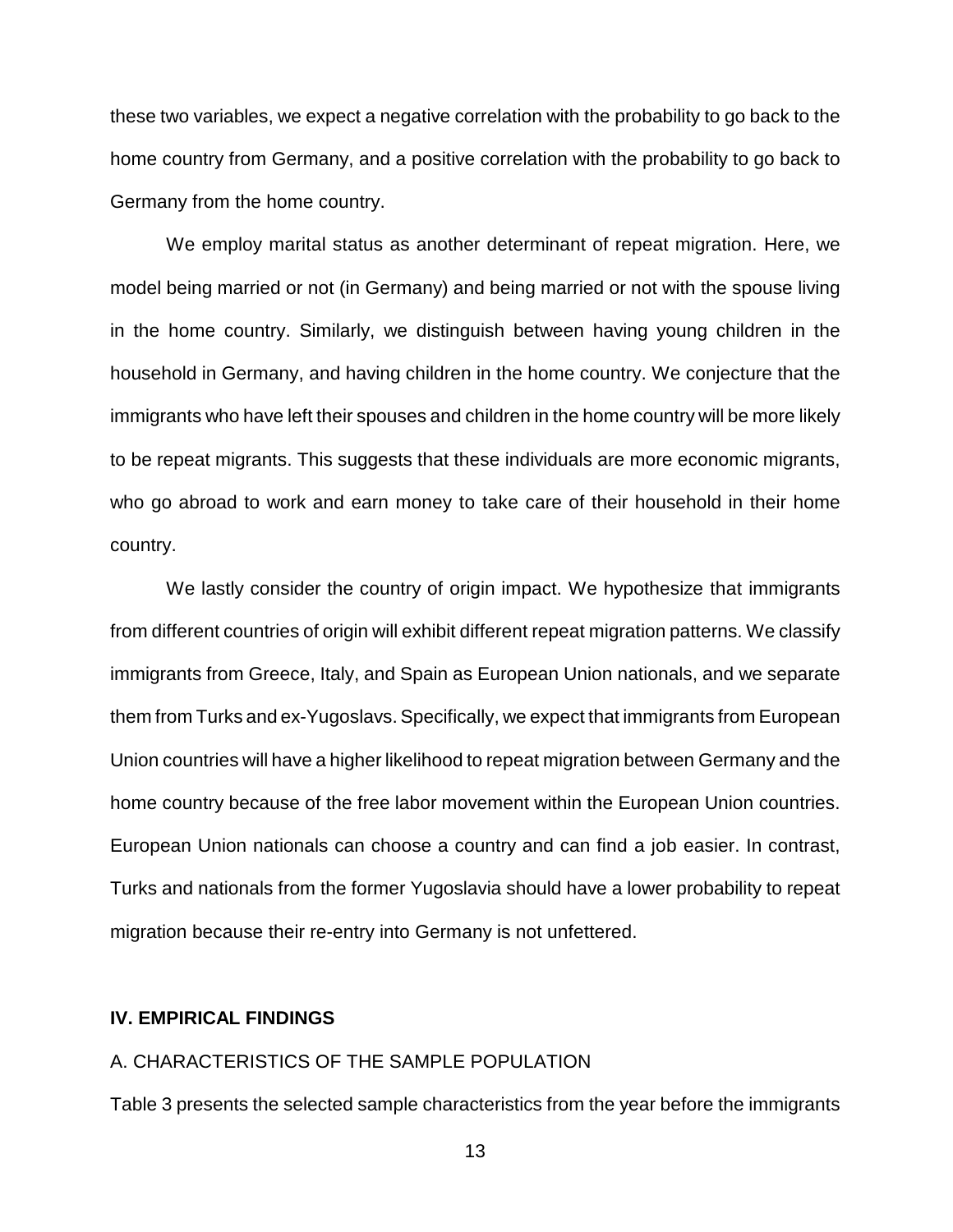these two variables, we expect a negative correlation with the probability to go back to the home country from Germany, and a positive correlation with the probability to go back to Germany from the home country.

We employ marital status as another determinant of repeat migration. Here, we model being married or not (in Germany) and being married or not with the spouse living in the home country. Similarly, we distinguish between having young children in the household in Germany, and having children in the home country. We conjecture that the immigrants who have left their spouses and children in the home country will be more likely to be repeat migrants. This suggests that these individuals are more economic migrants, who go abroad to work and earn money to take care of their household in their home country.

We lastly consider the country of origin impact. We hypothesize that immigrants from different countries of origin will exhibit different repeat migration patterns. We classify immigrants from Greece, Italy, and Spain as European Union nationals, and we separate them from Turks and ex-Yugoslavs. Specifically, we expect that immigrants from European Union countries will have a higher likelihood to repeat migration between Germany and the home country because of the free labor movement within the European Union countries. European Union nationals can choose a country and can find a job easier. In contrast, Turks and nationals from the former Yugoslavia should have a lower probability to repeat migration because their re-entry into Germany is not unfettered.

## IV. EMPIRICAL FINDINGS

### A. CHARACTERISTICS OF THE SAMPLE POPULATION

Table 3 presents the selected sample characteristics from the year before the immigrants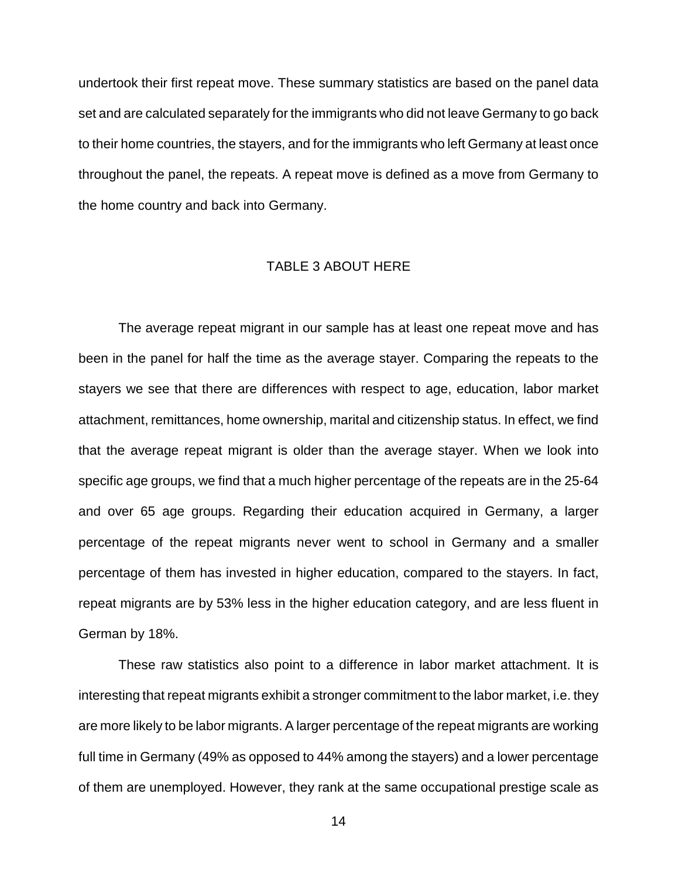undertook their first repeat move. These summary statistics are based on the panel data set and are calculated separately for the immigrants who did not leave Germany to go back to their home countries, the stayers, and for the immigrants who left Germany at least once throughout the panel, the repeats. A repeat move is defined as a move from Germany to the home country and back into Germany.

TABLE 3 ABOUT HERE

The average repeat migrant in our sample has at least one repeat move and has been in the panel for half the time as the average stayer. Comparing the repeats to the stayers we see that there are differences with respect to age, education, labor market attachment, remittances, home ownership, marital and citizenship status. In effect, we find that the average repeat migrant is older than the average stayer. When we look into specific age groups, we find that a much higher percentage of the repeats are in the 25-64 and over 65 age groups. Regarding their education acquired in Germany, a larger percentage of the repeat migrants never went to school in Germany and a smaller percentage of them has invested in higher education, compared to the stayers. In fact, repeat migrants are by 53% less in the higher education category, and are less fluent in German by 18%.

These raw statistics also point to a difference in labor market attachment. It is interesting that repeat migrants exhibit a stronger commitment to the labor market, i.e. they are more likely to be labor migrants. A larger percentage of the repeat migrants are working full time in Germany (49% as opposed to 44% among the stayers) and a lower percentage of them are unemployed. However, they rank at the same occupational prestige scale as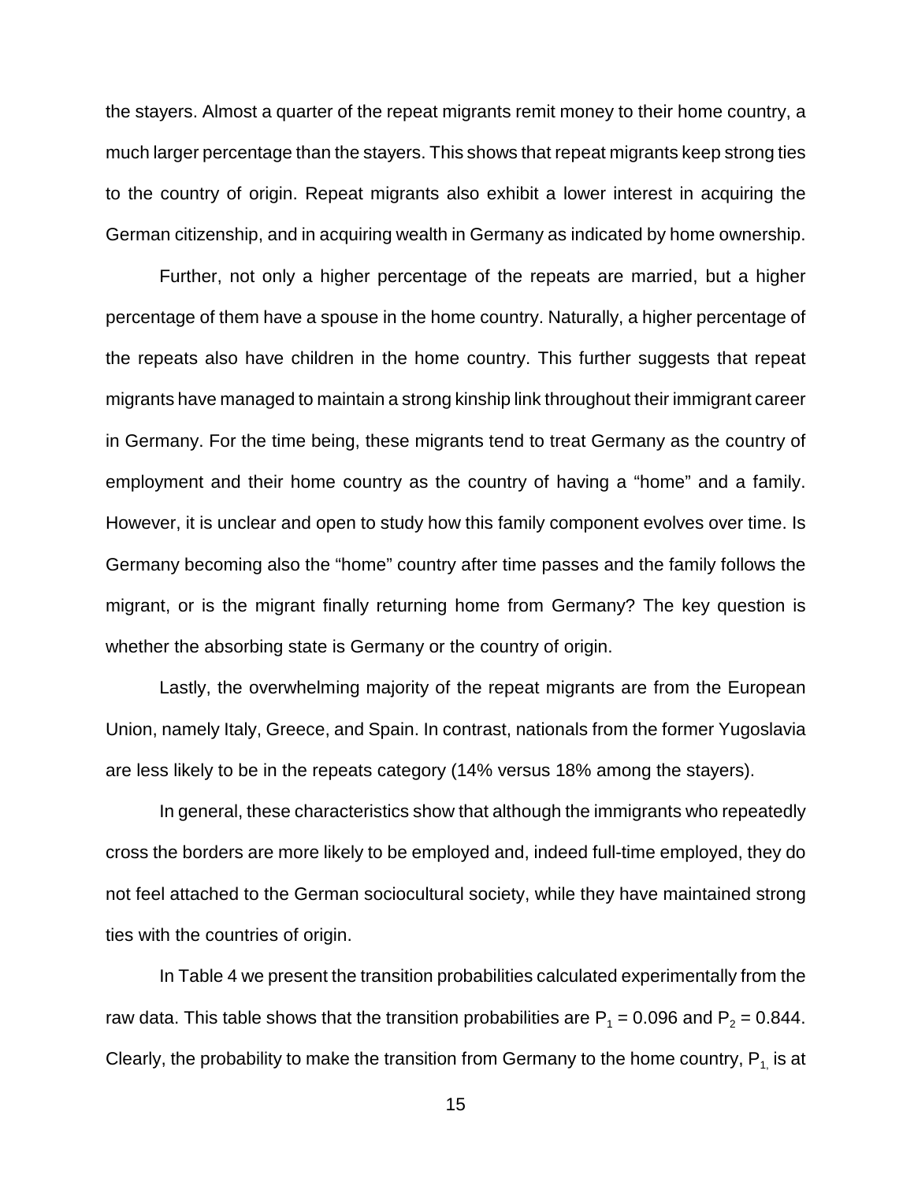the stayers. Almost a quarter of the repeat migrants remit money to their home country, a much larger percentage than the stayers. This shows that repeat migrants keep strong ties to the country of origin. Repeat migrants also exhibit a lower interest in acquiring the German citizenship, and in acquiring wealth in Germany as indicated by home ownership.

Further, not only a higher percentage of the repeats are married, but a higher percentage of them have a spouse in the home country. Naturally, a higher percentage of the repeats also have children in the home country. This further suggests that repeat migrants have managed to maintain a strong kinship link throughout their immigrant career in Germany. For the time being, these migrants tend to treat Germany as the country of employment and their home country as the country of having a "home" and a family. However, it is unclear and open to study how this family component evolves over time. Is Germany becoming also the "home" country after time passes and the family follows the migrant, or is the migrant finally returning home from Germany? The key question is whether the absorbing state is Germany or the country of origin.

Lastly, the overwhelming majority of the repeat migrants are from the European Union, namely Italy, Greece, and Spain. In contrast, nationals from the former Yugoslavia are less likely to be in the repeats category (14% versus 18% among the stayers).

In general, these characteristics show that although the immigrants who repeatedly cross the borders are more likely to be employed and, indeed full-time employed, they do not feel attached to the German sociocultural society, while they have maintained strong ties with the countries of origin.

In Table 4 we present the transition probabilities calculated experimentally from the raw data. This table shows that the transition probabilities are $P_1 = 0.096$ and $P_2 = 0.844$. Clearly, the probability to make the transition from Germany to the home country, $P_1$, is at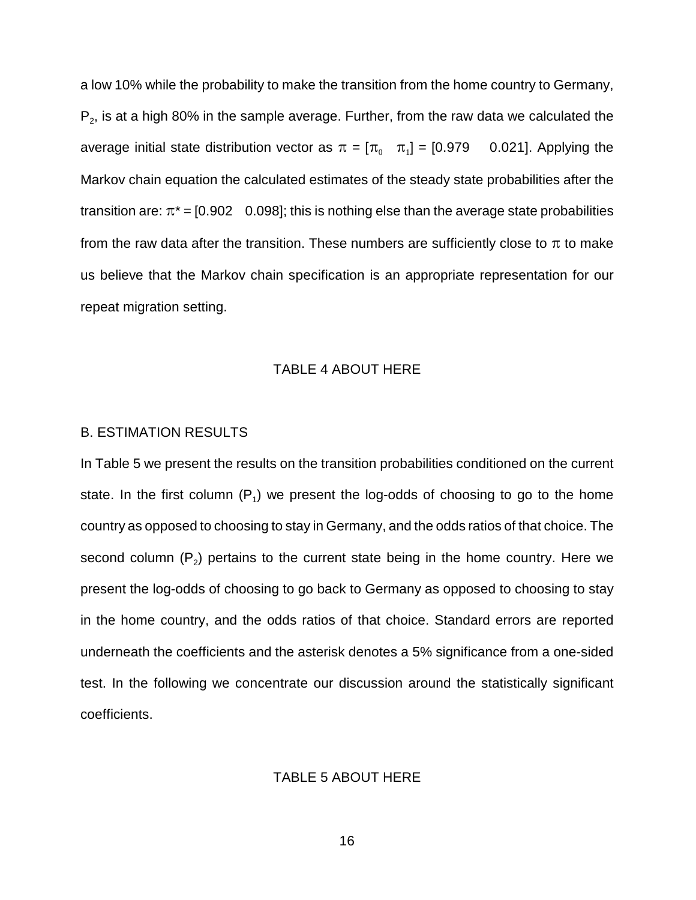a low 10% while the probability to make the transition from the home country to Germany, $P_2$, is at a high 80% in the sample average. Further, from the raw data we calculated the average initial state distribution vector as $\pi = [\pi_0 \quad \pi_1] = [0.979 \quad 0.021]$. Applying the Markov chain equation the calculated estimates of the steady state probabilities after the transition are: $\pi^* = [0.902 \quad 0.098]$; this is nothing else than the average state probabilities from the raw data after the transition. These numbers are sufficiently close to $\pi$ to make us believe that the Markov chain specification is an appropriate representation for our repeat migration setting.

TABLE 4 ABOUT HERE

## B. ESTIMATION RESULTS

In Table 5 we present the results on the transition probabilities conditioned on the current state. In the first column ($P_1$) we present the log-odds of choosing to go to the home country as opposed to choosing to stay in Germany, and the odds ratios of that choice. The second column ($P_2$) pertains to the current state being in the home country. Here we present the log-odds of choosing to go back to Germany as opposed to choosing to stay in the home country, and the odds ratios of that choice. Standard errors are reported underneath the coefficients and the asterisk denotes a 5% significance from a one-sided test. In the following we concentrate our discussion around the statistically significant coefficients.

TABLE 5 ABOUT HERE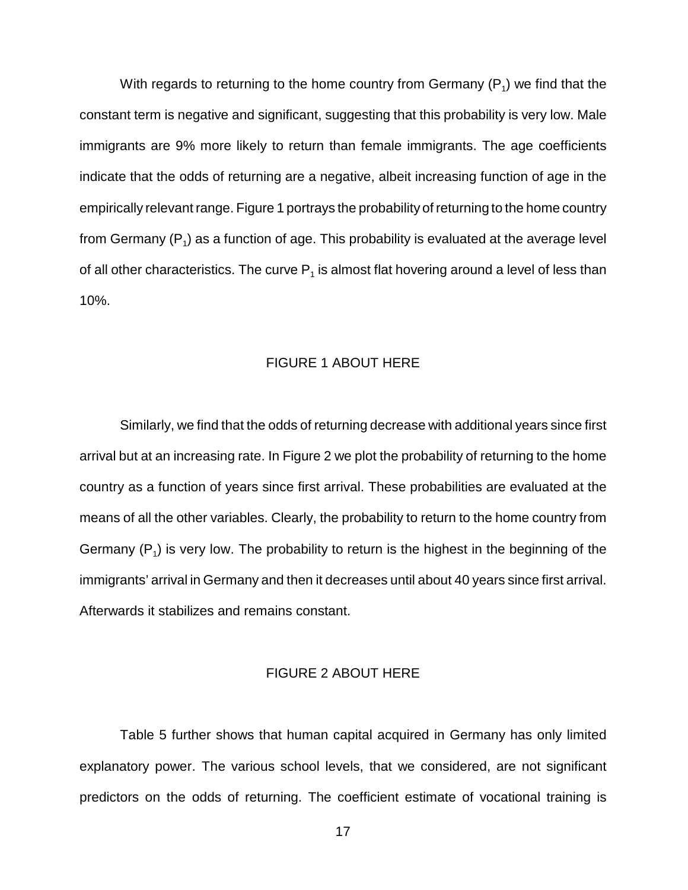With regards to returning to the home country from Germany ($P_1$) we find that the constant term is negative and significant, suggesting that this probability is very low. Male immigrants are 9% more likely to return than female immigrants. The age coefficients indicate that the odds of returning are a negative, albeit increasing function of age in the empirically relevant range. Figure 1 portrays the probability of returning to the home country from Germany ($P_1$) as a function of age. This probability is evaluated at the average level of all other characteristics. The curve $P_1$ is almost flat hovering around a level of less than 10%.

FIGURE 1 ABOUT HERE

Similarly, we find that the odds of returning decrease with additional years since first arrival but at an increasing rate. In Figure 2 we plot the probability of returning to the home country as a function of years since first arrival. These probabilities are evaluated at the means of all the other variables. Clearly, the probability to return to the home country from Germany ($P_1$) is very low. The probability to return is the highest in the beginning of the immigrants' arrival in Germany and then it decreases until about 40 years since first arrival. Afterwards it stabilizes and remains constant.

FIGURE 2 ABOUT HERE

Table 5 further shows that human capital acquired in Germany has only limited explanatory power. The various school levels, that we considered, are not significant predictors on the odds of returning. The coefficient estimate of vocational training is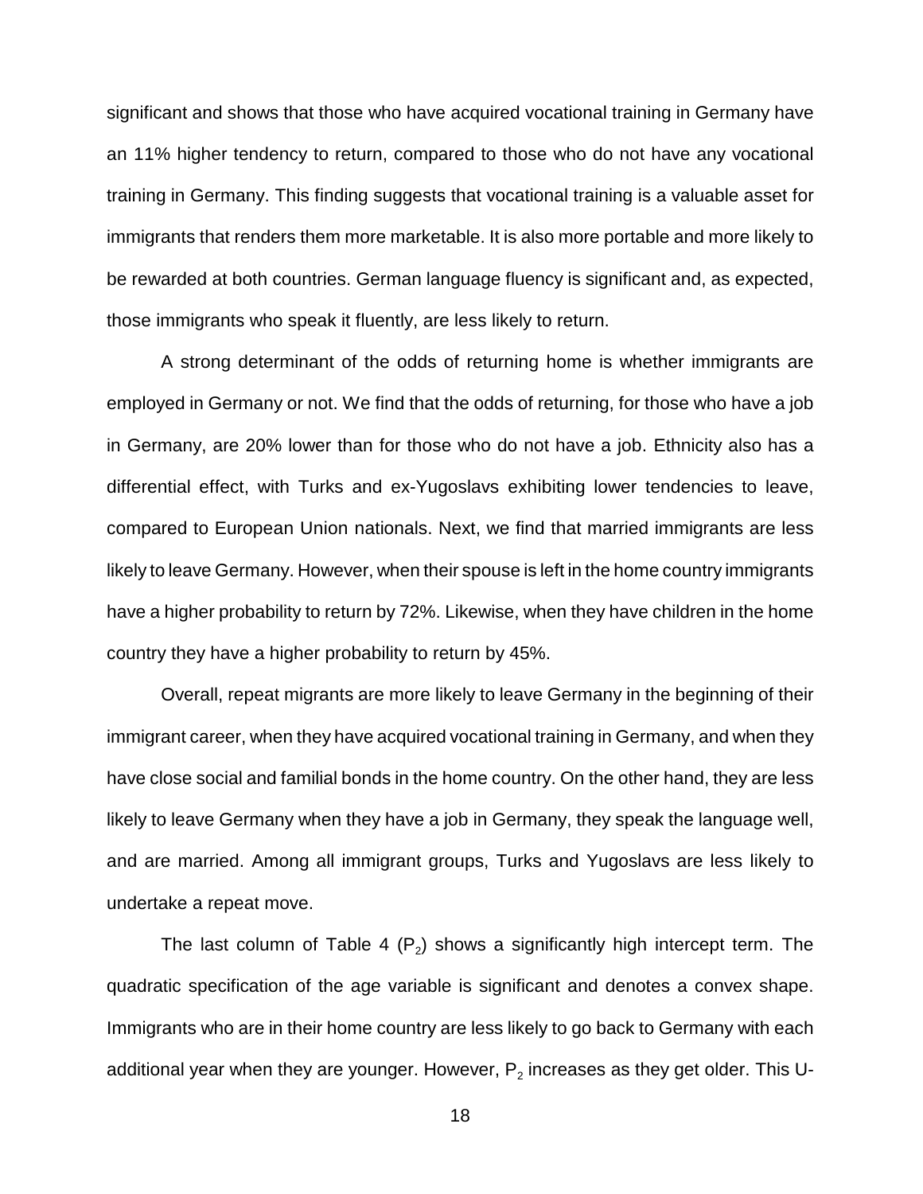significant and shows that those who have acquired vocational training in Germany have an 11% higher tendency to return, compared to those who do not have any vocational training in Germany. This finding suggests that vocational training is a valuable asset for immigrants that renders them more marketable. It is also more portable and more likely to be rewarded at both countries. German language fluency is significant and, as expected, those immigrants who speak it fluently, are less likely to return.

A strong determinant of the odds of returning home is whether immigrants are employed in Germany or not. We find that the odds of returning, for those who have a job in Germany, are 20% lower than for those who do not have a job. Ethnicity also has a differential effect, with Turks and ex-Yugoslavs exhibiting lower tendencies to leave, compared to European Union nationals. Next, we find that married immigrants are less likely to leave Germany. However, when their spouse is left in the home country immigrants have a higher probability to return by 72%. Likewise, when they have children in the home country they have a higher probability to return by 45%.

Overall, repeat migrants are more likely to leave Germany in the beginning of their immigrant career, when they have acquired vocational training in Germany, and when they have close social and familial bonds in the home country. On the other hand, they are less likely to leave Germany when they have a job in Germany, they speak the language well, and are married. Among all immigrant groups, Turks and Yugoslavs are less likely to undertake a repeat move.

The last column of Table 4 ($P_2$) shows a significantly high intercept term. The quadratic specification of the age variable is significant and denotes a convex shape. Immigrants who are in their home country are less likely to go back to Germany with each additional year when they are younger. However, $P_2$ increases as they get older. This U-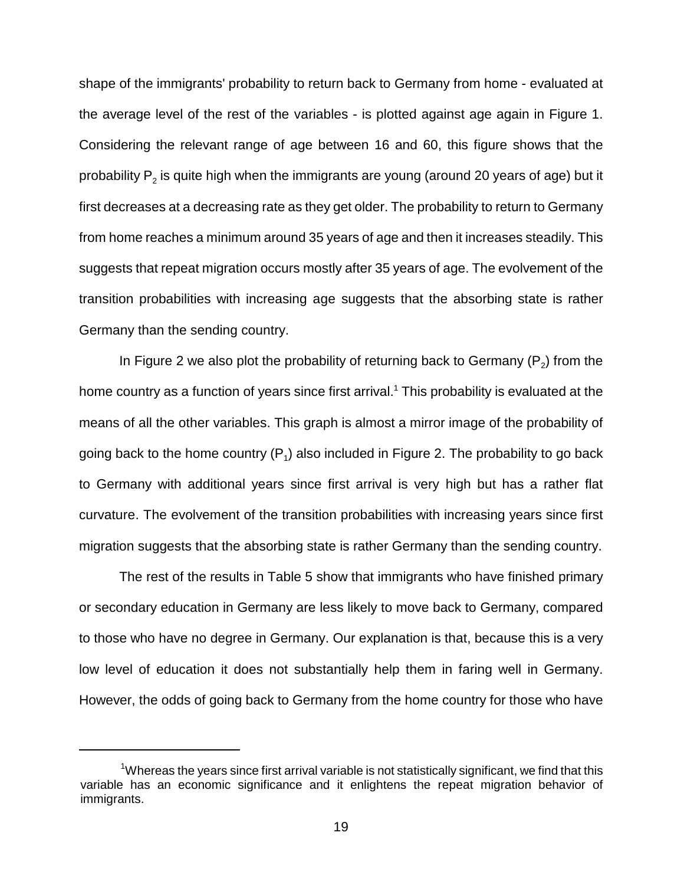shape of the immigrants' probability to return back to Germany from home - evaluated at the average level of the rest of the variables - is plotted against age again in Figure 1. Considering the relevant range of age between 16 and 60, this figure shows that the probability $P_2$ is quite high when the immigrants are young (around 20 years of age) but it first decreases at a decreasing rate as they get older. The probability to return to Germany from home reaches a minimum around 35 years of age and then it increases steadily. This suggests that repeat migration occurs mostly after 35 years of age. The evolvement of the transition probabilities with increasing age suggests that the absorbing state is rather Germany than the sending country.

In Figure 2 we also plot the probability of returning back to Germany ($P_2$) from the home country as a function of years since first arrival.[1] This probability is evaluated at the means of all the other variables. This graph is almost a mirror image of the probability of going back to the home country ($P_1$) also included in Figure 2. The probability to go back to Germany with additional years since first arrival is very high but has a rather flat curvature. The evolvement of the transition probabilities with increasing years since first migration suggests that the absorbing state is rather Germany than the sending country.

The rest of the results in Table 5 show that immigrants who have finished primary or secondary education in Germany are less likely to move back to Germany, compared to those who have no degree in Germany. Our explanation is that, because this is a very low level of education it does not substantially help them in faring well in Germany. However, the odds of going back to Germany from the home country for those who have

---

[1] Whereas the years since first arrival variable is not statistically significant, we find that this variable has an economic significance and it enlightens the repeat migration behavior of immigrants.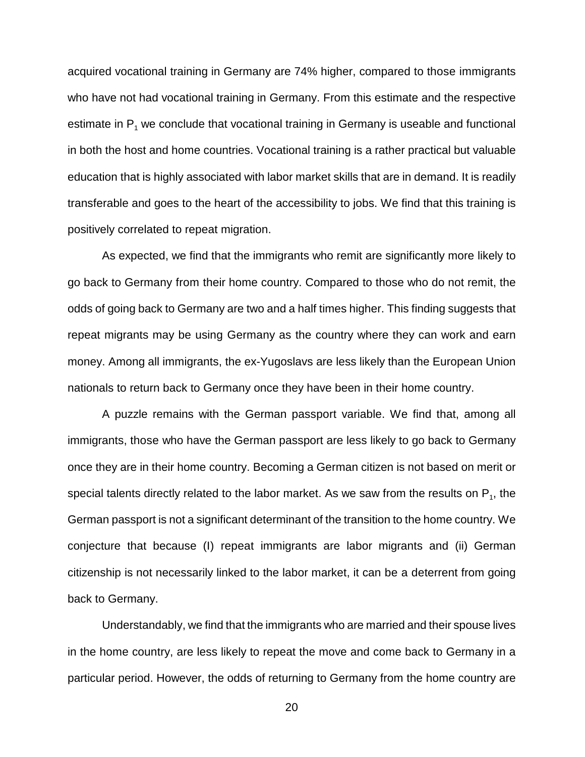acquired vocational training in Germany are 74% higher, compared to those immigrants who have not had vocational training in Germany. From this estimate and the respective estimate in $P_1$ we conclude that vocational training in Germany is useable and functional in both the host and home countries. Vocational training is a rather practical but valuable education that is highly associated with labor market skills that are in demand. It is readily transferable and goes to the heart of the accessibility to jobs. We find that this training is positively correlated to repeat migration.

As expected, we find that the immigrants who remit are significantly more likely to go back to Germany from their home country. Compared to those who do not remit, the odds of going back to Germany are two and a half times higher. This finding suggests that repeat migrants may be using Germany as the country where they can work and earn money. Among all immigrants, the ex-Yugoslavs are less likely than the European Union nationals to return back to Germany once they have been in their home country.

A puzzle remains with the German passport variable. We find that, among all immigrants, those who have the German passport are less likely to go back to Germany once they are in their home country. Becoming a German citizen is not based on merit or special talents directly related to the labor market. As we saw from the results on $P_1$, the German passport is not a significant determinant of the transition to the home country. We conjecture that because (I) repeat immigrants are labor migrants and (ii) German citizenship is not necessarily linked to the labor market, it can be a deterrent from going back to Germany.

Understandably, we find that the immigrants who are married and their spouse lives in the home country, are less likely to repeat the move and come back to Germany in a particular period. However, the odds of returning to Germany from the home country are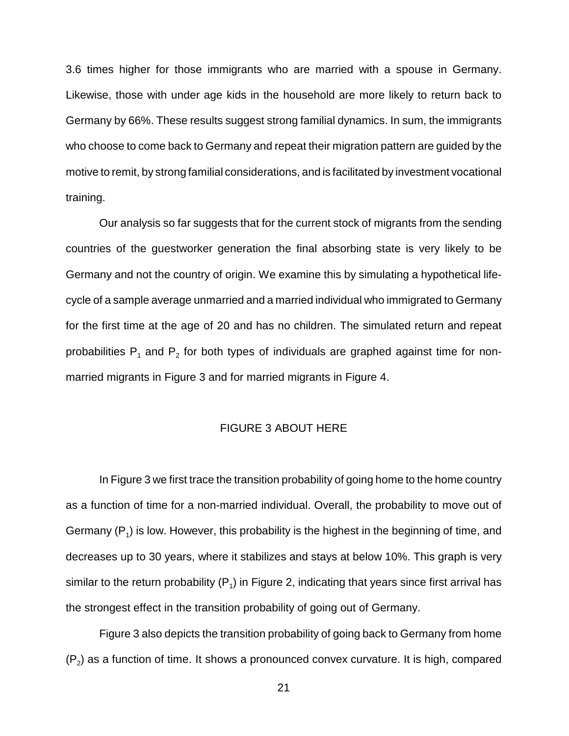3.6 times higher for those immigrants who are married with a spouse in Germany. Likewise, those with under age kids in the household are more likely to return back to Germany by 66%. These results suggest strong familial dynamics. In sum, the immigrants who choose to come back to Germany and repeat their migration pattern are guided by the motive to remit, by strong familial considerations, and is facilitated by investment vocational training.

Our analysis so far suggests that for the current stock of migrants from the sending countries of the guestworker generation the final absorbing state is very likely to be Germany and not the country of origin. We examine this by simulating a hypothetical life-cycle of a sample average unmarried and a married individual who immigrated to Germany for the first time at the age of 20 and has no children. The simulated return and repeat probabilities $P_1$ and $P_2$ for both types of individuals are graphed against time for non-married migrants in Figure 3 and for married migrants in Figure 4.

FIGURE 3 ABOUT HERE

In Figure 3 we first trace the transition probability of going home to the home country as a function of time for a non-married individual. Overall, the probability to move out of Germany ($P_1$) is low. However, this probability is the highest in the beginning of time, and decreases up to 30 years, where it stabilizes and stays at below 10%. This graph is very similar to the return probability ($P_1$) in Figure 2, indicating that years since first arrival has the strongest effect in the transition probability of going out of Germany.

Figure 3 also depicts the transition probability of going back to Germany from home ($P_2$) as a function of time. It shows a pronounced convex curvature. It is high, compared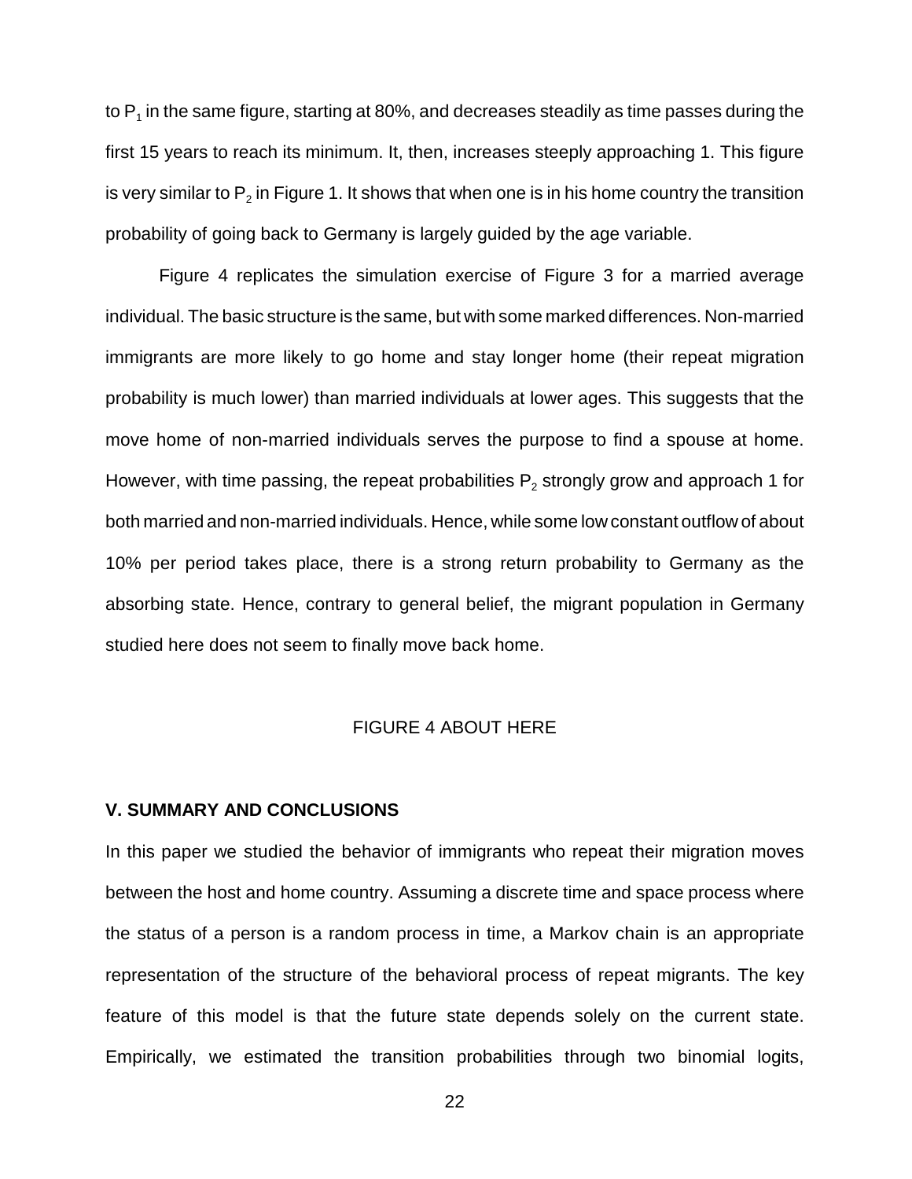to $P_1$ in the same figure, starting at 80%, and decreases steadily as time passes during the first 15 years to reach its minimum. It, then, increases steeply approaching 1. This figure is very similar to $P_2$ in Figure 1. It shows that when one is in his home country the transition probability of going back to Germany is largely guided by the age variable.

Figure 4 replicates the simulation exercise of Figure 3 for a married average individual. The basic structure is the same, but with some marked differences. Non-married immigrants are more likely to go home and stay longer home (their repeat migration probability is much lower) than married individuals at lower ages. This suggests that the move home of non-married individuals serves the purpose to find a spouse at home. However, with time passing, the repeat probabilities $P_2$ strongly grow and approach 1 for both married and non-married individuals. Hence, while some low constant outflow of about 10% per period takes place, there is a strong return probability to Germany as the absorbing state. Hence, contrary to general belief, the migrant population in Germany studied here does not seem to finally move back home.

FIGURE 4 ABOUT HERE

## V. SUMMARY AND CONCLUSIONS

In this paper we studied the behavior of immigrants who repeat their migration moves between the host and home country. Assuming a discrete time and space process where the status of a person is a random process in time, a Markov chain is an appropriate representation of the structure of the behavioral process of repeat migrants. The key feature of this model is that the future state depends solely on the current state. Empirically, we estimated the transition probabilities through two binomial logits,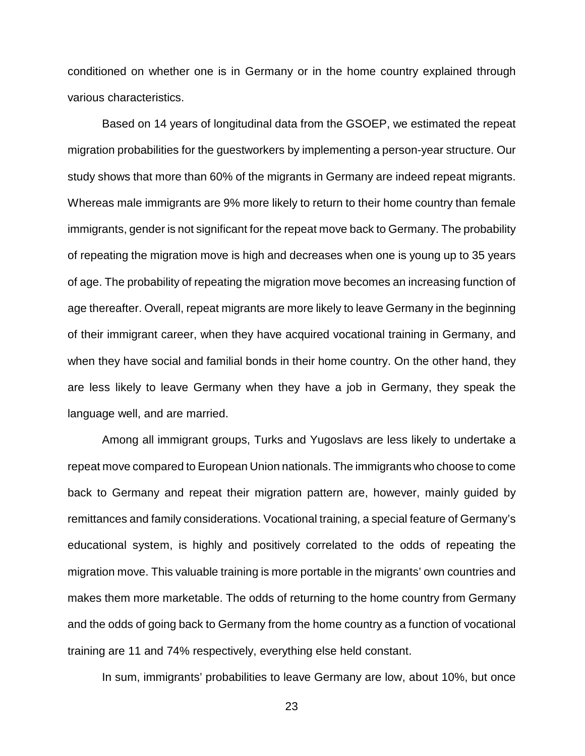conditioned on whether one is in Germany or in the home country explained through various characteristics.

Based on 14 years of longitudinal data from the GSOEP, we estimated the repeat migration probabilities for the guestworkers by implementing a person-year structure. Our study shows that more than 60% of the migrants in Germany are indeed repeat migrants. Whereas male immigrants are 9% more likely to return to their home country than female immigrants, gender is not significant for the repeat move back to Germany. The probability of repeating the migration move is high and decreases when one is young up to 35 years of age. The probability of repeating the migration move becomes an increasing function of age thereafter. Overall, repeat migrants are more likely to leave Germany in the beginning of their immigrant career, when they have acquired vocational training in Germany, and when they have social and familial bonds in their home country. On the other hand, they are less likely to leave Germany when they have a job in Germany, they speak the language well, and are married.

Among all immigrant groups, Turks and Yugoslavs are less likely to undertake a repeat move compared to European Union nationals. The immigrants who choose to come back to Germany and repeat their migration pattern are, however, mainly guided by remittances and family considerations. Vocational training, a special feature of Germany's educational system, is highly and positively correlated to the odds of repeating the migration move. This valuable training is more portable in the migrants' own countries and makes them more marketable. The odds of returning to the home country from Germany and the odds of going back to Germany from the home country as a function of vocational training are 11 and 74% respectively, everything else held constant.

In sum, immigrants' probabilities to leave Germany are low, about 10%, but once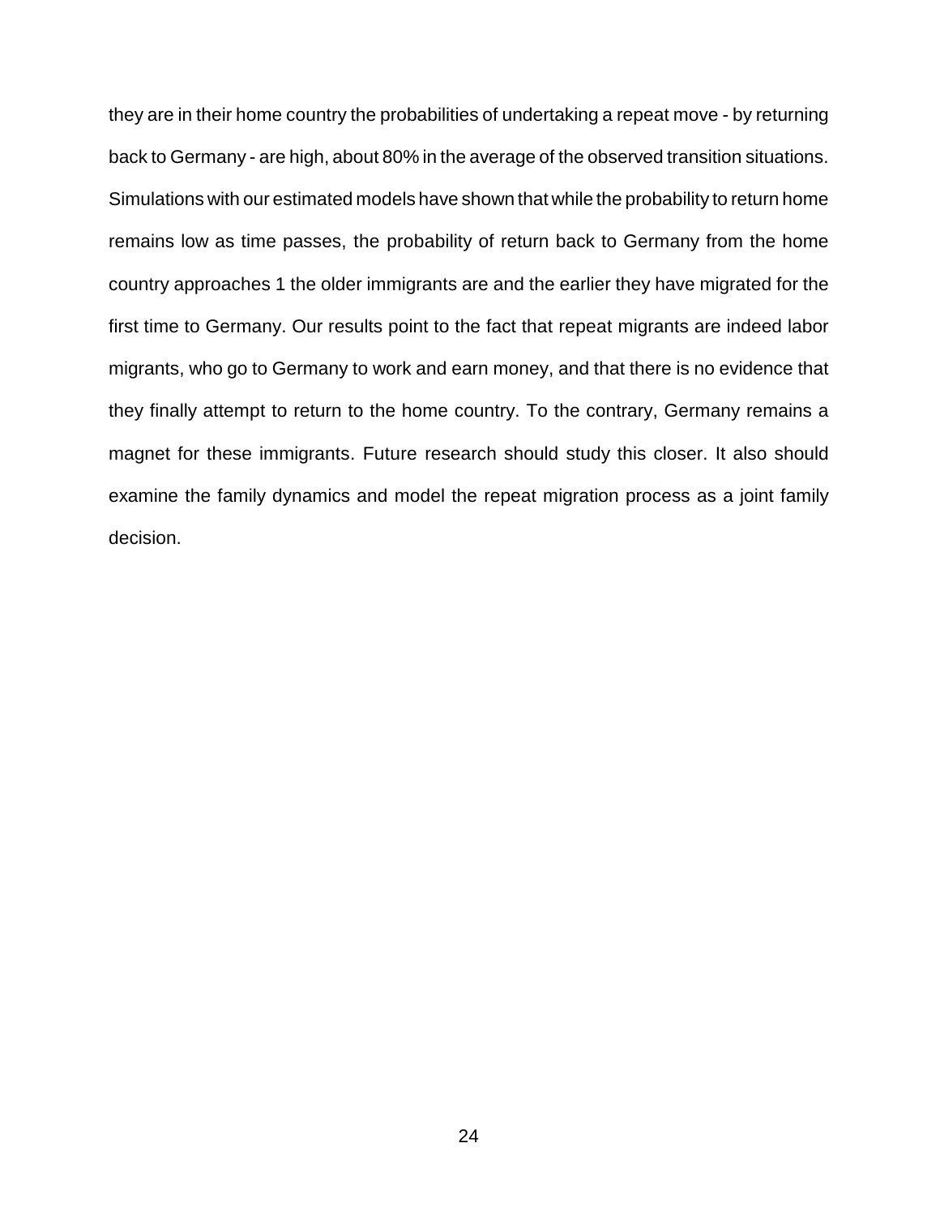they are in their home country the probabilities of undertaking a repeat move - by returning back to Germany - are high, about 80% in the average of the observed transition situations. Simulations with our estimated models have shown that while the probability to return home remains low as time passes, the probability of return back to Germany from the home country approaches 1 the older immigrants are and the earlier they have migrated for the first time to Germany. Our results point to the fact that repeat migrants are indeed labor migrants, who go to Germany to work and earn money, and that there is no evidence that they finally attempt to return to the home country. To the contrary, Germany remains a magnet for these immigrants. Future research should study this closer. It also should examine the family dynamics and model the repeat migration process as a joint family decision.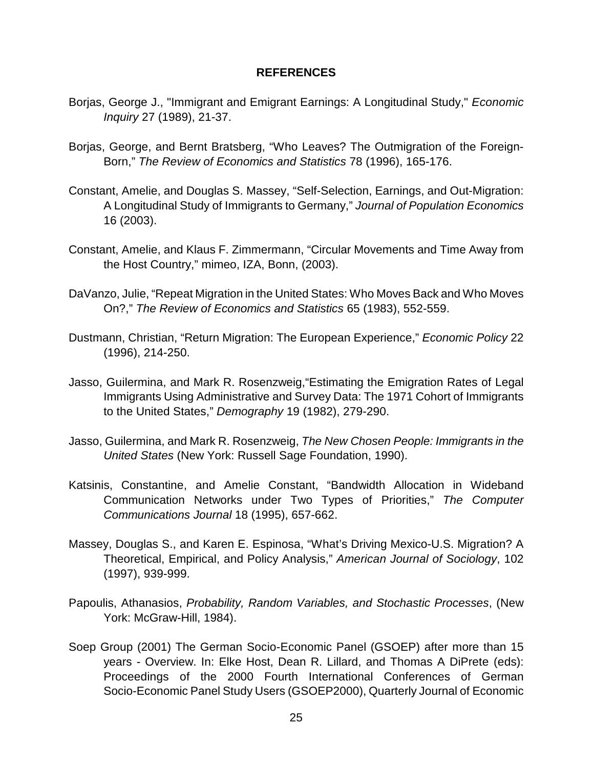## REFERENCES

Borjas, George J., "Immigrant and Emigrant Earnings: A Longitudinal Study," *Economic Inquiry* 27 (1989), 21-37.

Borjas, George, and Bernt Bratsberg, "Who Leaves? The Outmigration of the Foreign-Born," *The Review of Economics and Statistics* 78 (1996), 165-176.

Constant, Amelie, and Douglas S. Massey, "Self-Selection, Earnings, and Out-Migration: A Longitudinal Study of Immigrants to Germany," *Journal of Population Economics* 16 (2003).

Constant, Amelie, and Klaus F. Zimmermann, "Circular Movements and Time Away from the Host Country," mimeo, IZA, Bonn, (2003).

DaVanzo, Julie, "Repeat Migration in the United States: Who Moves Back and Who Moves On?," *The Review of Economics and Statistics* 65 (1983), 552-559.

Dustmann, Christian, "Return Migration: The European Experience," *Economic Policy* 22 (1996), 214-250.

Jasso, Guilermina, and Mark R. Rosenzweig,"Estimating the Emigration Rates of Legal Immigrants Using Administrative and Survey Data: The 1971 Cohort of Immigrants to the United States," *Demography* 19 (1982), 279-290.

Jasso, Guilermina, and Mark R. Rosenzweig, *The New Chosen People: Immigrants in the United States* (New York: Russell Sage Foundation, 1990).

Katsinis, Constantine, and Amelie Constant, "Bandwidth Allocation in Wideband Communication Networks under Two Types of Priorities," *The Computer Communications Journal* 18 (1995), 657-662.

Massey, Douglas S., and Karen E. Espinosa, "What's Driving Mexico-U.S. Migration? A Theoretical, Empirical, and Policy Analysis," *American Journal of Sociology*, 102 (1997), 939-999.

Papoulis, Athanasios, *Probability, Random Variables, and Stochastic Processes*, (New York: McGraw-Hill, 1984).

Soep Group (2001) The German Socio-Economic Panel (GSOEP) after more than 15 years - Overview. In: Elke Host, Dean R. Lillard, and Thomas A DiPrete (eds): Proceedings of the 2000 Fourth International Conferences of German Socio-Economic Panel Study Users (GSOEP2000), Quarterly Journal of Economic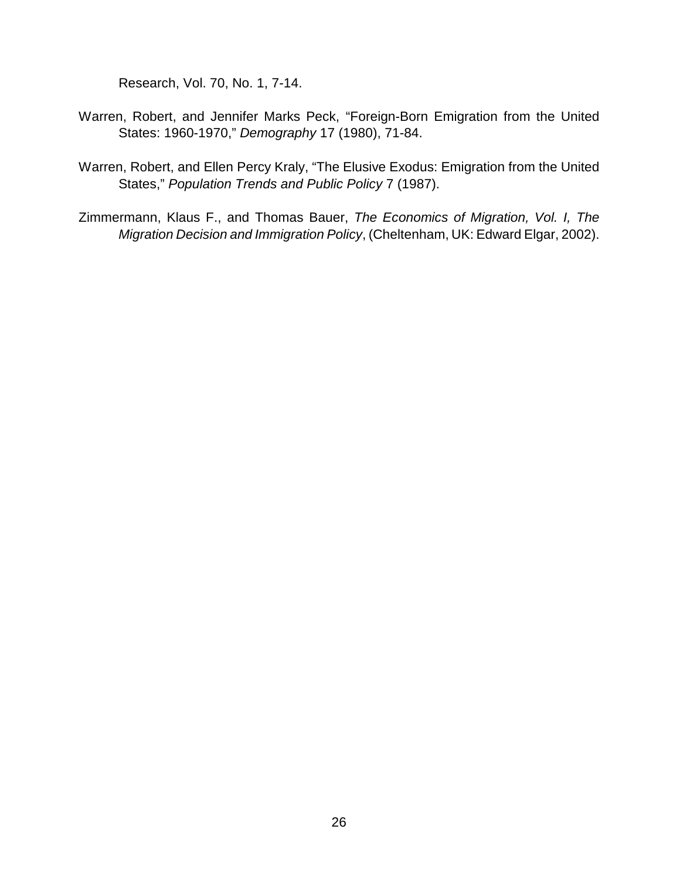Research, Vol. 70, No. 1, 7-14.

Warren, Robert, and Jennifer Marks Peck, "Foreign-Born Emigration from the United States: 1960-1970," *Demography* 17 (1980), 71-84.

Warren, Robert, and Ellen Percy Kraly, "The Elusive Exodus: Emigration from the United States," *Population Trends and Public Policy* 7 (1987).

Zimmermann, Klaus F., and Thomas Bauer, *The Economics of Migration, Vol. I, The Migration Decision and Immigration Policy*, (Cheltenham, UK: Edward Elgar, 2002).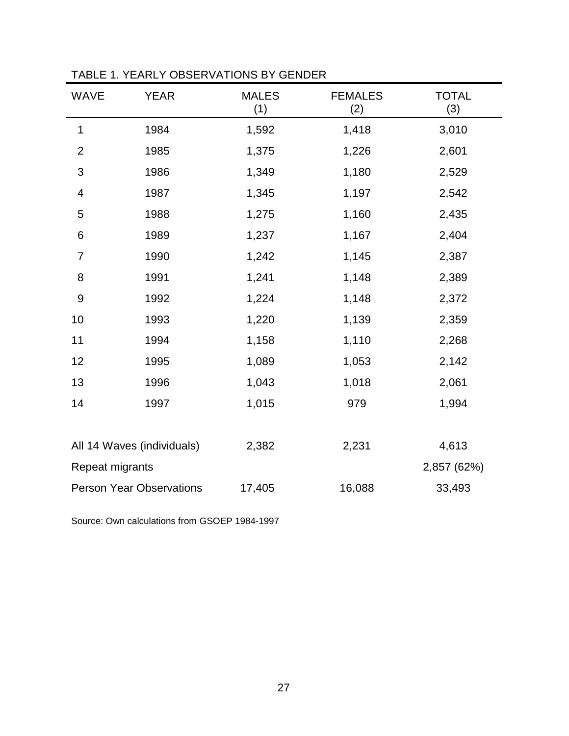TABLE 1. YEARLY OBSERVATIONS BY GENDER

| WAVE | YEAR | MALES (1) | FEMALES (2) | TOTAL (3) |
|---|---|---|---|---|
| 1 | 1984 | 1,592 | 1,418 | 3,010 |
| 2 | 1985 | 1,375 | 1,226 | 2,601 |
| 3 | 1986 | 1,349 | 1,180 | 2,529 |
| 4 | 1987 | 1,345 | 1,197 | 2,542 |
| 5 | 1988 | 1,275 | 1,160 | 2,435 |
| 6 | 1989 | 1,237 | 1,167 | 2,404 |
| 7 | 1990 | 1,242 | 1,145 | 2,387 |
| 8 | 1991 | 1,241 | 1,148 | 2,389 |
| 9 | 1992 | 1,224 | 1,148 | 2,372 |
| 10 | 1993 | 1,220 | 1,139 | 2,359 |
| 11 | 1994 | 1,158 | 1,110 | 2,268 |
| 12 | 1995 | 1,089 | 1,053 | 2,142 |
| 13 | 1996 | 1,043 | 1,018 | 2,061 |
| 14 | 1997 | 1,015 | 979 | 1,994 |
| All 14 Waves (individuals) | | 2,382 | 2,231 | 4,613 |
| Repeat migrants | | | | 2,857 (62%) |
| Person Year Observations | | 17,405 | 16,088 | 33,493 |

Source: Own calculations from GSOEP 1984-1997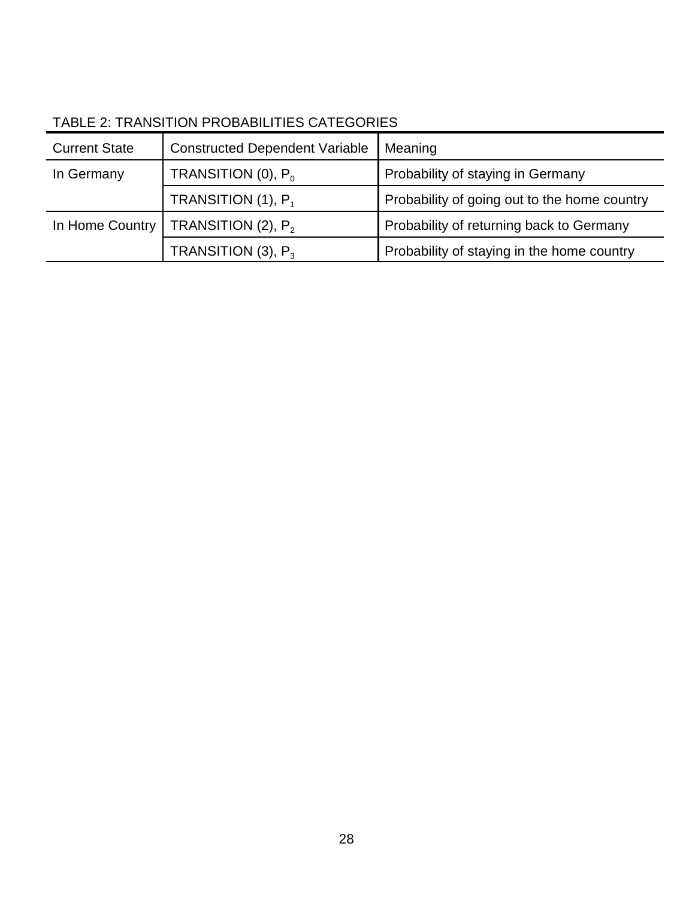TABLE 2: TRANSITION PROBABILITIES CATEGORIES

| Current State | Constructed Dependent Variable | Meaning |
|---|---|---|
| In Germany | TRANSITION (0), $P_0$ | Probability of staying in Germany |
| | TRANSITION (1), $P_1$ | Probability of going out to the home country |
| In Home Country | TRANSITION (2), $P_2$ | Probability of returning back to Germany |
| | TRANSITION (3), $P_3$ | Probability of staying in the home country |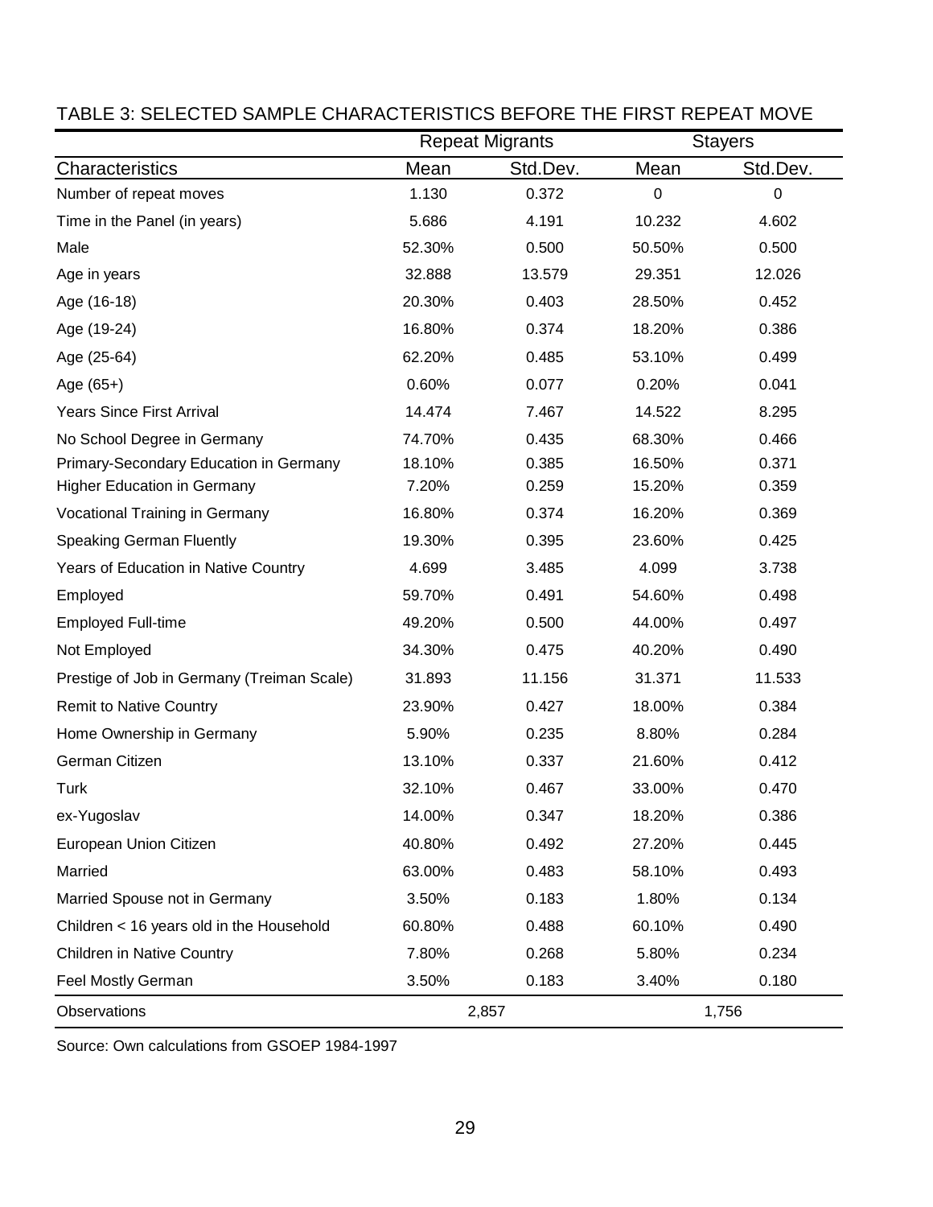TABLE 3: SELECTED SAMPLE CHARACTERISTICS BEFORE THE FIRST REPEAT MOVE

| | Repeat Migrants | | Stayers | |
|---|---|---|---|---|
| Characteristics | Mean | Std.Dev. | Mean | Std.Dev. |
| Number of repeat moves | 1.130 | 0.372 | 0 | 0 |
| Time in the Panel (in years) | 5.686 | 4.191 | 10.232 | 4.602 |
| Male | 52.30% | 0.500 | 50.50% | 0.500 |
| Age in years | 32.888 | 13.579 | 29.351 | 12.026 |
| Age (16-18) | 20.30% | 0.403 | 28.50% | 0.452 |
| Age (19-24) | 16.80% | 0.374 | 18.20% | 0.386 |
| Age (25-64) | 62.20% | 0.485 | 53.10% | 0.499 |
| Age (65+) | 0.60% | 0.077 | 0.20% | 0.041 |
| Years Since First Arrival | 14.474 | 7.467 | 14.522 | 8.295 |
| No School Degree in Germany | 74.70% | 0.435 | 68.30% | 0.466 |
| Primary-Secondary Education in Germany | 18.10% | 0.385 | 16.50% | 0.371 |
| Higher Education in Germany | 7.20% | 0.259 | 15.20% | 0.359 |
| Vocational Training in Germany | 16.80% | 0.374 | 16.20% | 0.369 |
| Speaking German Fluently | 19.30% | 0.395 | 23.60% | 0.425 |
| Years of Education in Native Country | 4.699 | 3.485 | 4.099 | 3.738 |
| Employed | 59.70% | 0.491 | 54.60% | 0.498 |
| Employed Full-time | 49.20% | 0.500 | 44.00% | 0.497 |
| Not Employed | 34.30% | 0.475 | 40.20% | 0.490 |
| Prestige of Job in Germany (Treiman Scale) | 31.893 | 11.156 | 31.371 | 11.533 |
| Remit to Native Country | 23.90% | 0.427 | 18.00% | 0.384 |
| Home Ownership in Germany | 5.90% | 0.235 | 8.80% | 0.284 |
| German Citizen | 13.10% | 0.337 | 21.60% | 0.412 |
| Turk | 32.10% | 0.467 | 33.00% | 0.470 |
| ex-Yugoslav | 14.00% | 0.347 | 18.20% | 0.386 |
| European Union Citizen | 40.80% | 0.492 | 27.20% | 0.445 |
| Married | 63.00% | 0.483 | 58.10% | 0.493 |
| Married Spouse not in Germany | 3.50% | 0.183 | 1.80% | 0.134 |
| Children < 16 years old in the Household | 60.80% | 0.488 | 60.10% | 0.490 |
| Children in Native Country | 7.80% | 0.268 | 5.80% | 0.234 |
| Feel Mostly German | 3.50% | 0.183 | 3.40% | 0.180 |
| Observations | 2,857 | | 1,756 | |

Source: Own calculations from GSOEP 1984-1997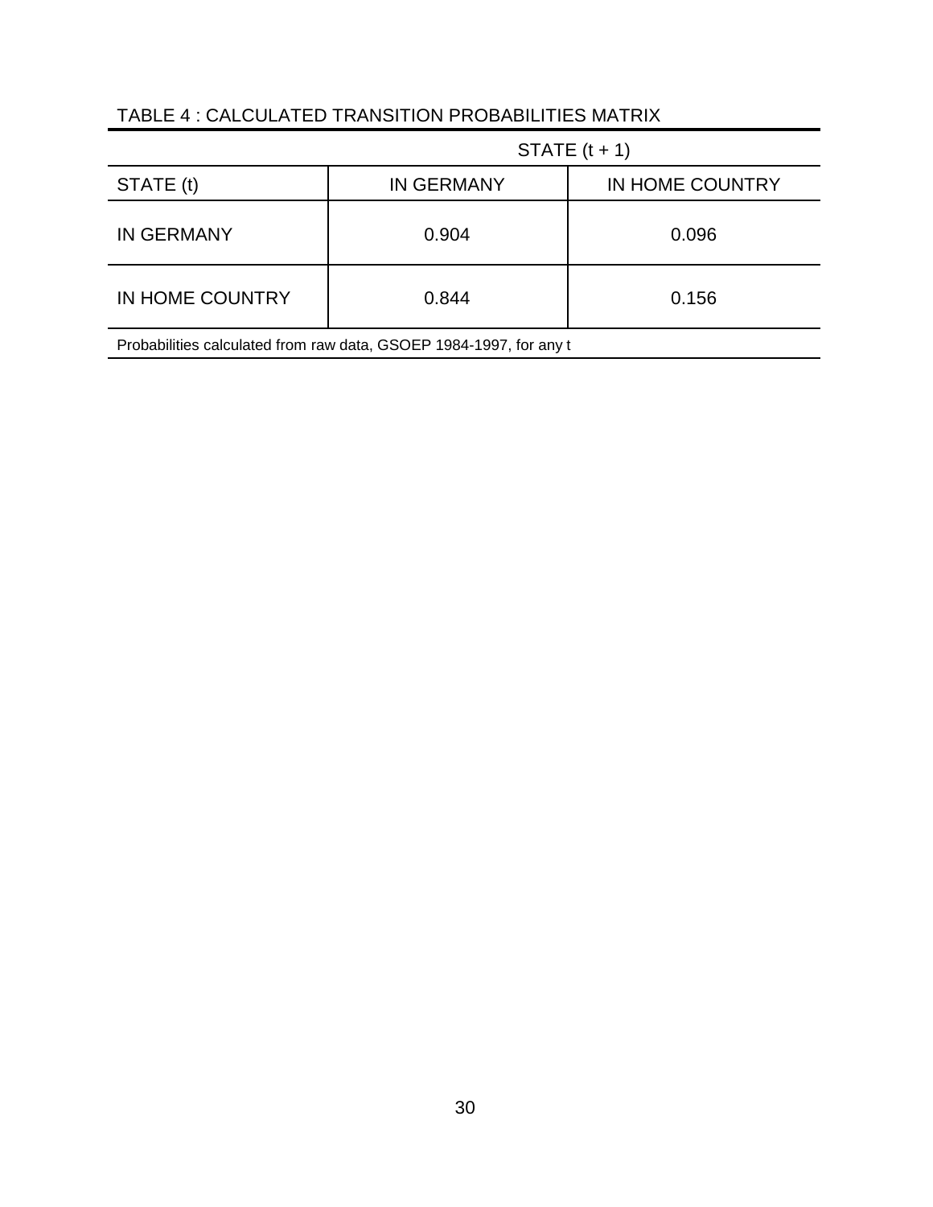TABLE 4 : CALCULATED TRANSITION PROBABILITIES MATRIX

| | STATE (t + 1) | |
|---|---|---|
| STATE (t) | IN GERMANY | IN HOME COUNTRY |
| IN GERMANY | 0.904 | 0.096 |
| IN HOME COUNTRY | 0.844 | 0.156 |

Probabilities calculated from raw data, GSOEP 1984-1997, for any t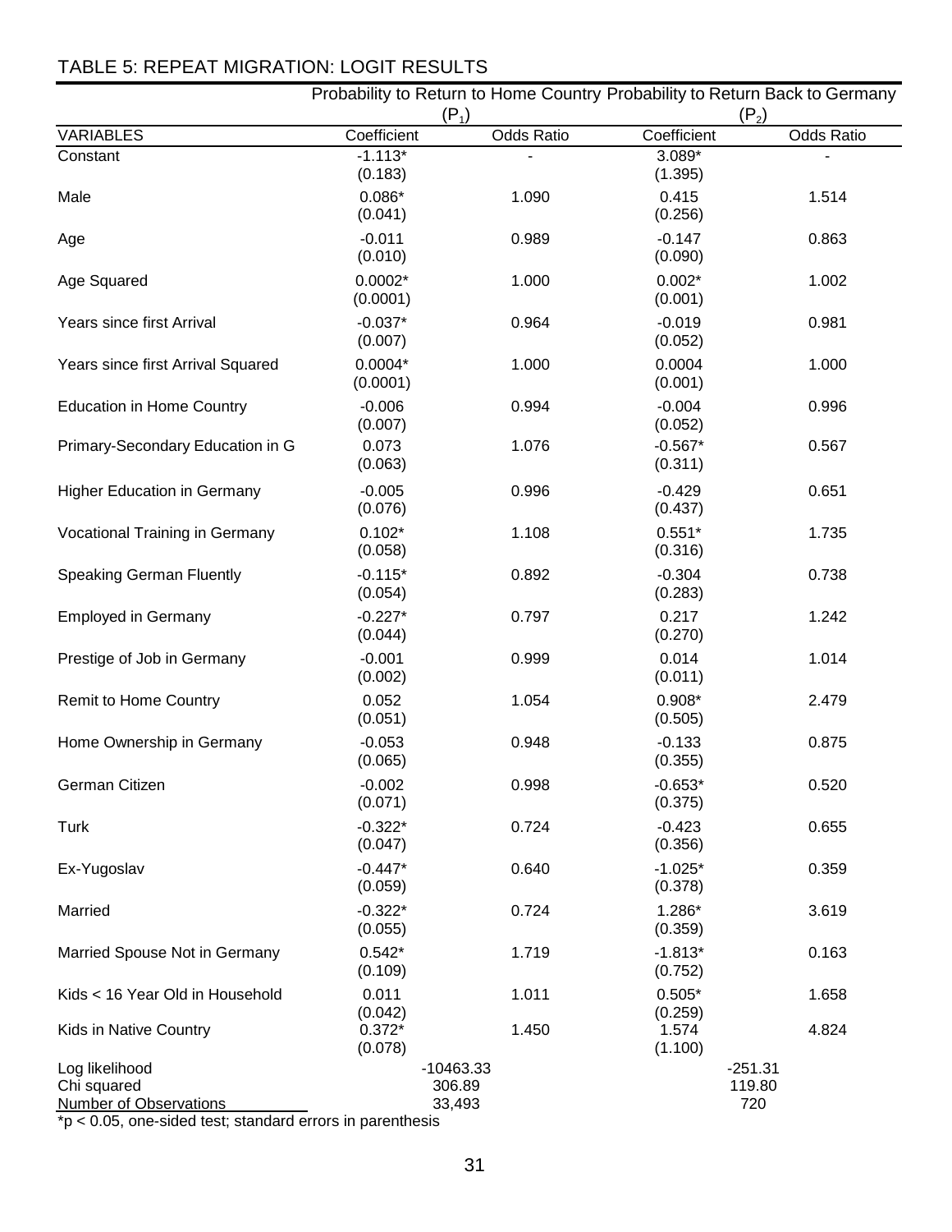TABLE 5: REPEAT MIGRATION: LOGIT RESULTS

| | Probability to Return to Home Country ($P_1$) | | Probability to Return Back to Germany ($P_2$) | |
|---|---|---|---|---|
| VARIABLES | Coefficient | Odds Ratio | Coefficient | Odds Ratio |
| Constant | -1.113* (0.183) | - | 3.089* (1.395) | - |
| Male | 0.086* (0.041) | 1.090 | 0.415 (0.256) | 1.514 |
| Age | -0.011 (0.010) | 0.989 | -0.147 (0.090) | 0.863 |
| Age Squared | 0.0002* (0.0001) | 1.000 | 0.002* (0.001) | 1.002 |
| Years since first Arrival | -0.037* (0.007) | 0.964 | -0.019 (0.052) | 0.981 |
| Years since first Arrival Squared | 0.0004* (0.0001) | 1.000 | 0.0004 (0.001) | 1.000 |
| Education in Home Country | -0.006 (0.007) | 0.994 | -0.004 (0.052) | 0.996 |
| Primary-Secondary Education in G | 0.073 (0.063) | 1.076 | -0.567* (0.311) | 0.567 |
| Higher Education in Germany | -0.005 (0.076) | 0.996 | -0.429 (0.437) | 0.651 |
| Vocational Training in Germany | 0.102* (0.058) | 1.108 | 0.551* (0.316) | 1.735 |
| Speaking German Fluently | -0.115* (0.054) | 0.892 | -0.304 (0.283) | 0.738 |
| Employed in Germany | -0.227* (0.044) | 0.797 | 0.217 (0.270) | 1.242 |
| Prestige of Job in Germany | -0.001 (0.002) | 0.999 | 0.014 (0.011) | 1.014 |
| Remit to Home Country | 0.052 (0.051) | 1.054 | 0.908* (0.505) | 2.479 |
| Home Ownership in Germany | -0.053 (0.065) | 0.948 | -0.133 (0.355) | 0.875 |
| German Citizen | -0.002 (0.071) | 0.998 | -0.653* (0.375) | 0.520 |
| Turk | -0.322* (0.047) | 0.724 | -0.423 (0.356) | 0.655 |
| Ex-Yugoslav | -0.447* (0.059) | 0.640 | -1.025* (0.378) | 0.359 |
| Married | -0.322* (0.055) | 0.724 | 1.286* (0.359) | 3.619 |
| Married Spouse Not in Germany | 0.542* (0.109) | 1.719 | -1.813* (0.752) | 0.163 |
| Kids < 16 Year Old in Household | 0.011 (0.042) | 1.011 | 0.505* (0.259) | 1.658 |
| Kids in Native Country | 0.372* (0.078) | 1.450 | 1.574 (1.100) | 4.824 |
| Log likelihood | -10463.33 | | -251.31 | |
| Chi squared | 306.89 | | 119.80 | |
| Number of Observations | 33,493 | | 720 | |

*p < 0.05, one-sided test; standard errors in parenthesis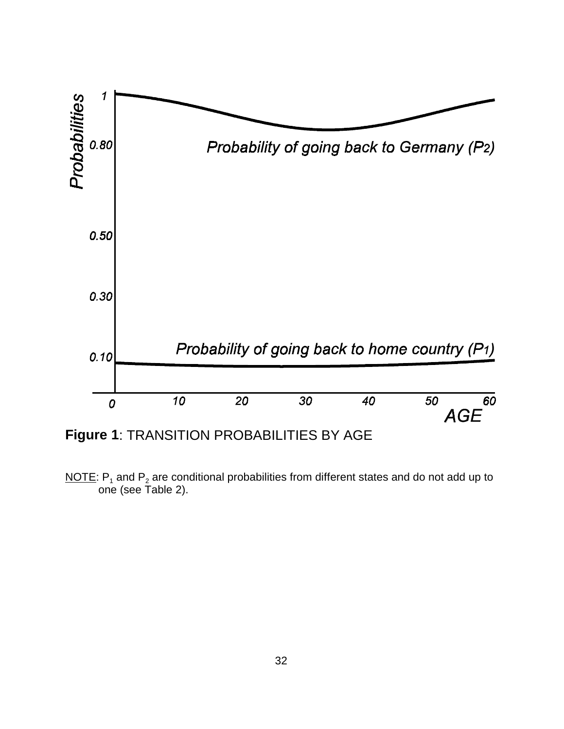**Figure 1**: TRANSITION PROBABILITIES BY AGE

NOTE: $P_1$ and $P_2$ are conditional probabilities from different states and do not add up to one (see Table 2).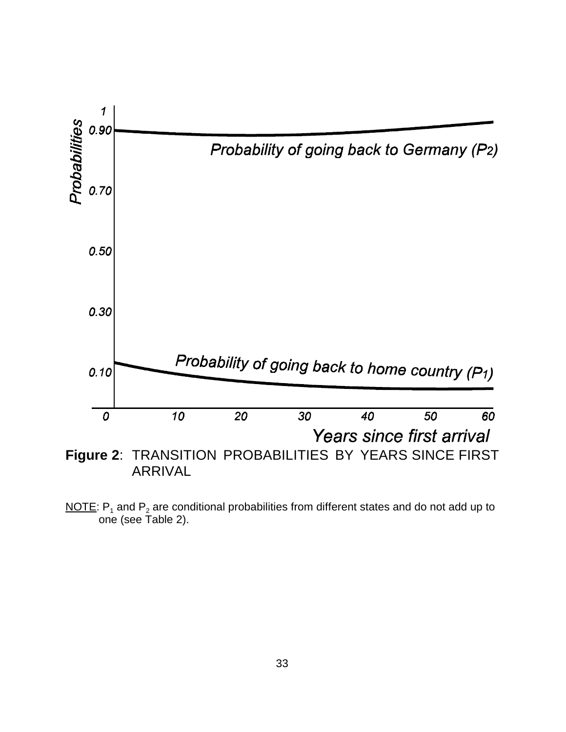**Figure 2**: TRANSITION PROBABILITIES BY YEARS SINCE FIRST ARRIVAL

NOTE: $P_1$ and $P_2$ are conditional probabilities from different states and do not add up to one (see Table 2).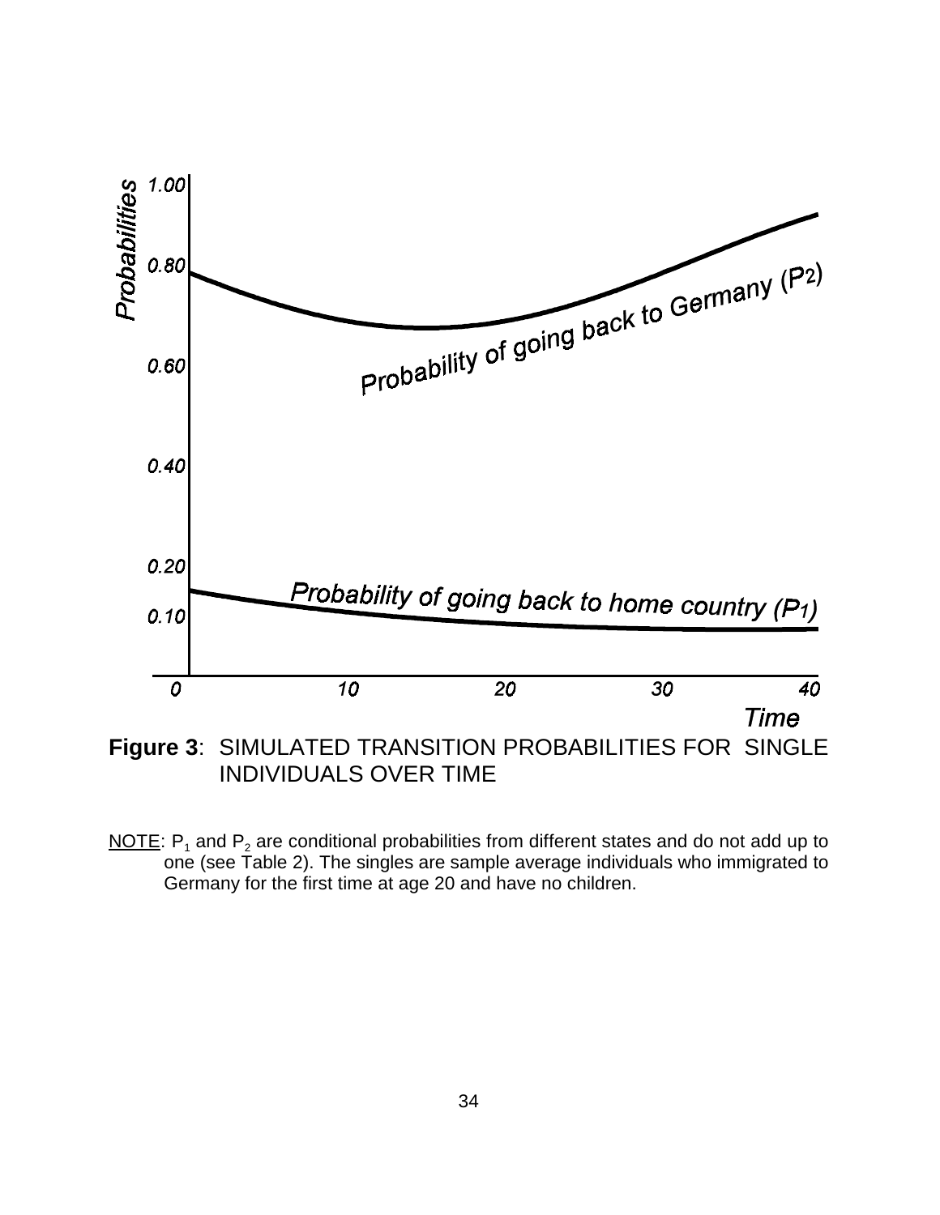**Figure 3**: SIMULATED TRANSITION PROBABILITIES FOR SINGLE INDIVIDUALS OVER TIME

NOTE: $P_1$ and $P_2$ are conditional probabilities from different states and do not add up to one (see Table 2). The singles are sample average individuals who immigrated to Germany for the first time at age 20 and have no children.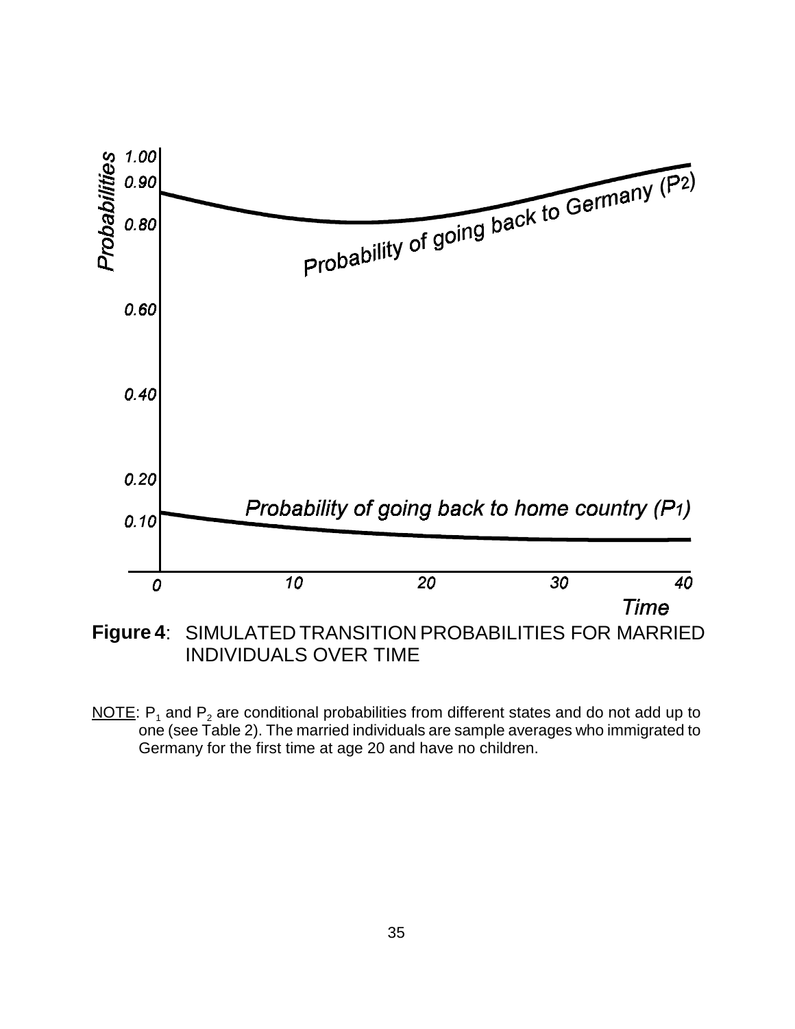**Figure 4**: SIMULATED TRANSITION PROBABILITIES FOR MARRIED INDIVIDUALS OVER TIME

NOTE: $P_1$ and $P_2$ are conditional probabilities from different states and do not add up to one (see Table 2). The married individuals are sample averages who immigrated to Germany for the first time at age 20 and have no children.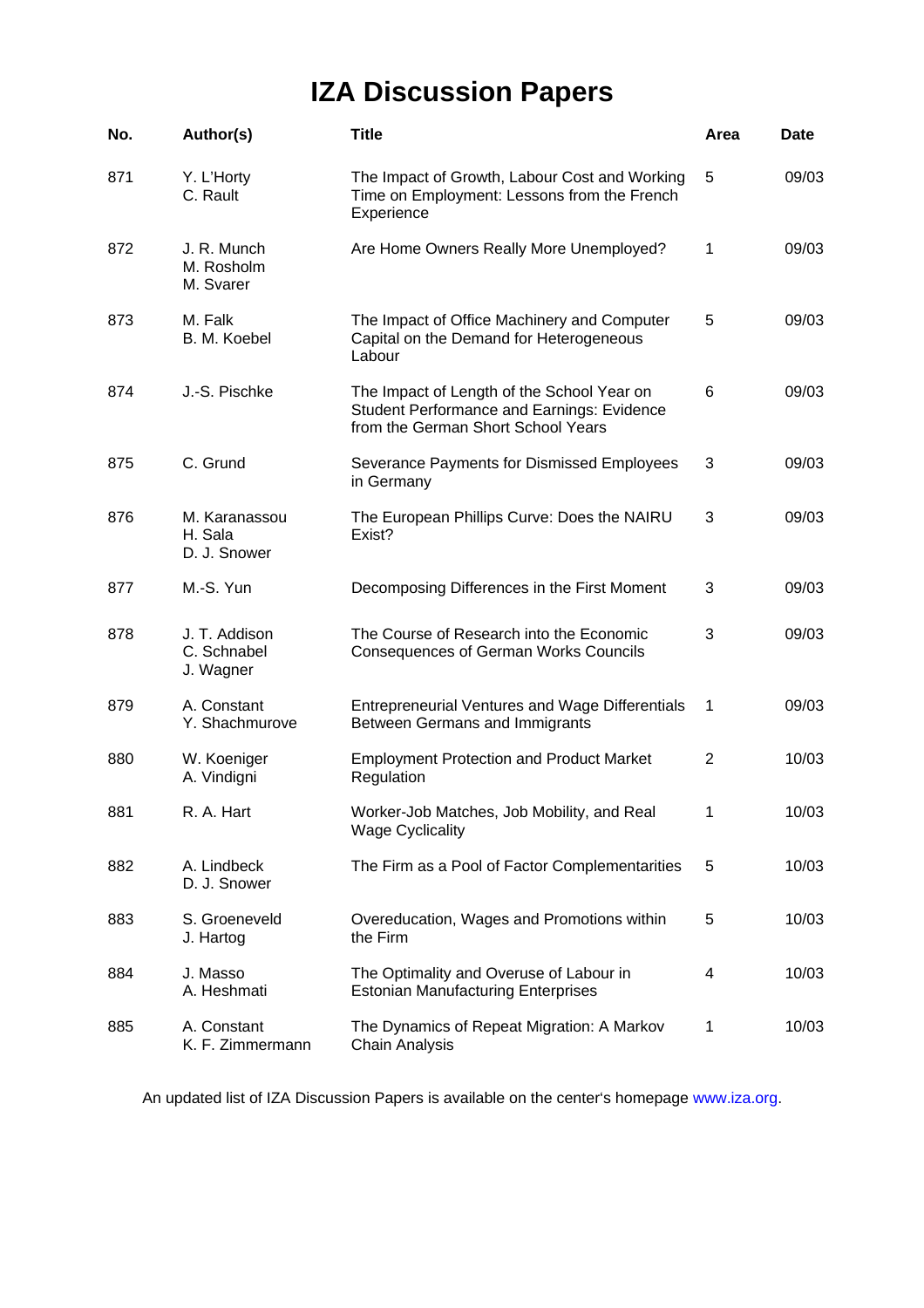# IZA Discussion Papers

| No. | Author(s) | Title | Area | Date |
|---|---|---|---|---|
| 871 | Y. L'Horty<br>C. Rault | The Impact of Growth, Labour Cost and Working Time on Employment: Lessons from the French Experience | 5 | 09/03 |
| 872 | J. R. Munch<br>M. Rosholm<br>M. Svarer | Are Home Owners Really More Unemployed? | 1 | 09/03 |
| 873 | M. Falk<br>B. M. Koebel | The Impact of Office Machinery and Computer Capital on the Demand for Heterogeneous Labour | 5 | 09/03 |
| 874 | J.-S. Pischke | The Impact of Length of the School Year on Student Performance and Earnings: Evidence from the German Short School Years | 6 | 09/03 |
| 875 | C. Grund | Severance Payments for Dismissed Employees in Germany | 3 | 09/03 |
| 876 | M. Karanassou<br>H. Sala<br>D. J. Snower | The European Phillips Curve: Does the NAIRU Exist? | 3 | 09/03 |
| 877 | M.-S. Yun | Decomposing Differences in the First Moment | 3 | 09/03 |
| 878 | J. T. Addison<br>C. Schnabel<br>J. Wagner | The Course of Research into the Economic Consequences of German Works Councils | 3 | 09/03 |
| 879 | A. Constant<br>Y. Shachmurove | Entrepreneurial Ventures and Wage Differentials Between Germans and Immigrants | 1 | 09/03 |
| 880 | W. Koeniger<br>A. Vindigni | Employment Protection and Product Market Regulation | 2 | 10/03 |
| 881 | R. A. Hart | Worker-Job Matches, Job Mobility, and Real Wage Cyclicality | 1 | 10/03 |
| 882 | A. Lindbeck<br>D. J. Snower | The Firm as a Pool of Factor Complementarities | 5 | 10/03 |
| 883 | S. Groeneveld<br>J. Hartog | Overeducation, Wages and Promotions within the Firm | 5 | 10/03 |
| 884 | J. Masso<br>A. Heshmati | The Optimality and Overuse of Labour in Estonian Manufacturing Enterprises | 4 | 10/03 |
| 885 | A. Constant<br>K. F. Zimmermann | The Dynamics of Repeat Migration: A Markov Chain Analysis | 1 | 10/03 |

An updated list of IZA Discussion Papers is available on the center's homepage www.iza.org.